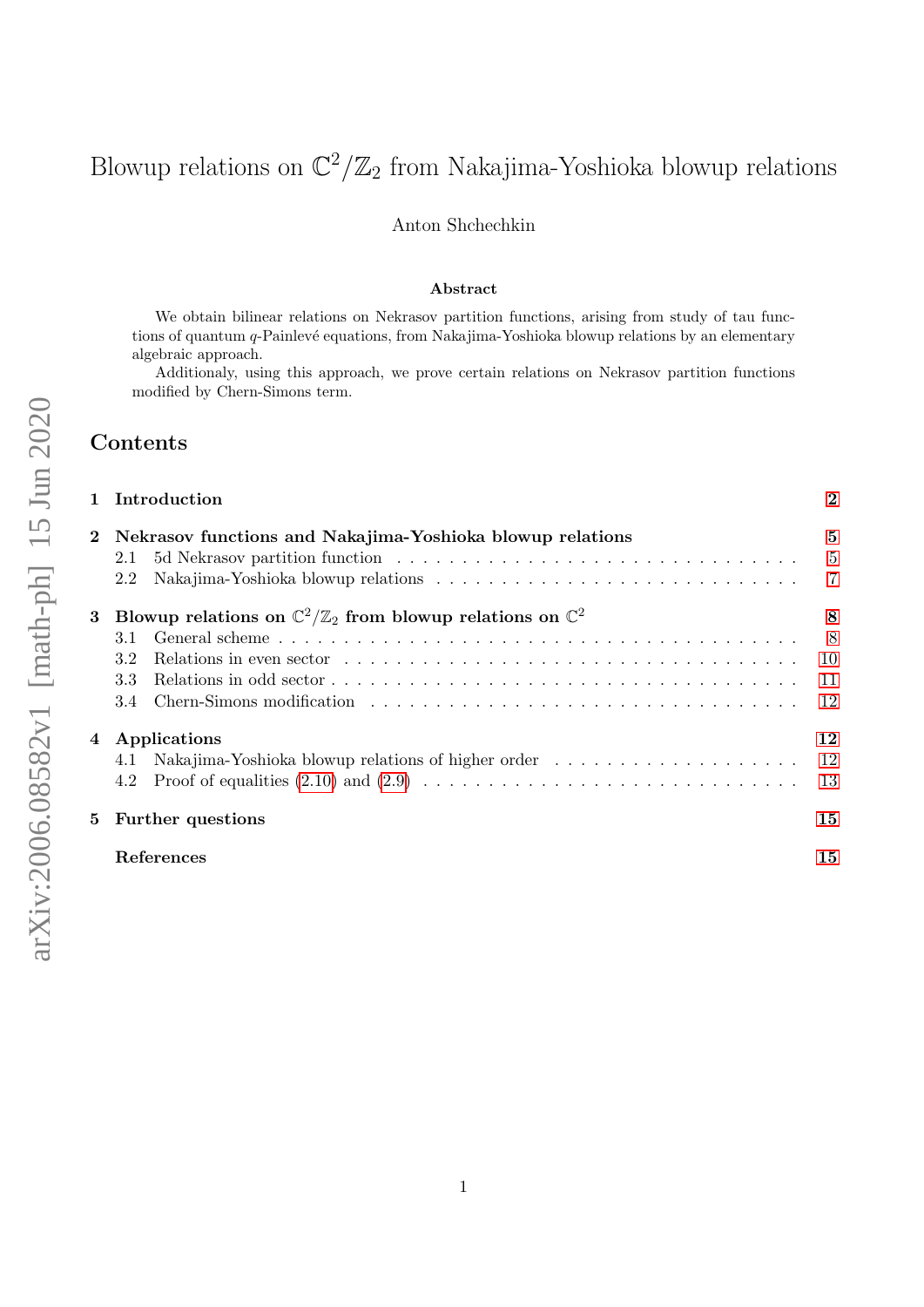# Blowup relations on $\mathbb{C}^2/\mathbb{Z}_2$ from Nakajima-Yoshioka blowup relations

Anton Shchechkin

### Abstract

We obtain bilinear relations on Nekrasov partition functions, arising from study of tau functions of quantum $q$-Painlevé equations, from Nakajima-Yoshioka blowup relations by an elementary algebraic approach.

Additionaly, using this approach, we prove certain relations on Nekrasov partition functions modified by Chern-Simons term.

## Contents

- **1 Introduction** — 2
- **2 Nekrasov functions and Nakajima-Yoshioka blowup relations** — 5
  - 2.1 5d Nekrasov partition function — 5
  - 2.2 Nakajima-Yoshioka blowup relations — 7
- **3 Blowup relations on $\mathbb{C}^2/\mathbb{Z}_2$ from blowup relations on $\mathbb{C}^2$** — 8
  - 3.1 General scheme — 8
  - 3.2 Relations in even sector — 10
  - 3.3 Relations in odd sector — 11
  - 3.4 Chern-Simons modification — 12
- **4 Applications** — 12
  - 4.1 Nakajima-Yoshioka blowup relations of higher order — 12
  - 4.2 Proof of equalities (2.10) and (2.9) — 13
- **5 Further questions** — 15
- **References** — 15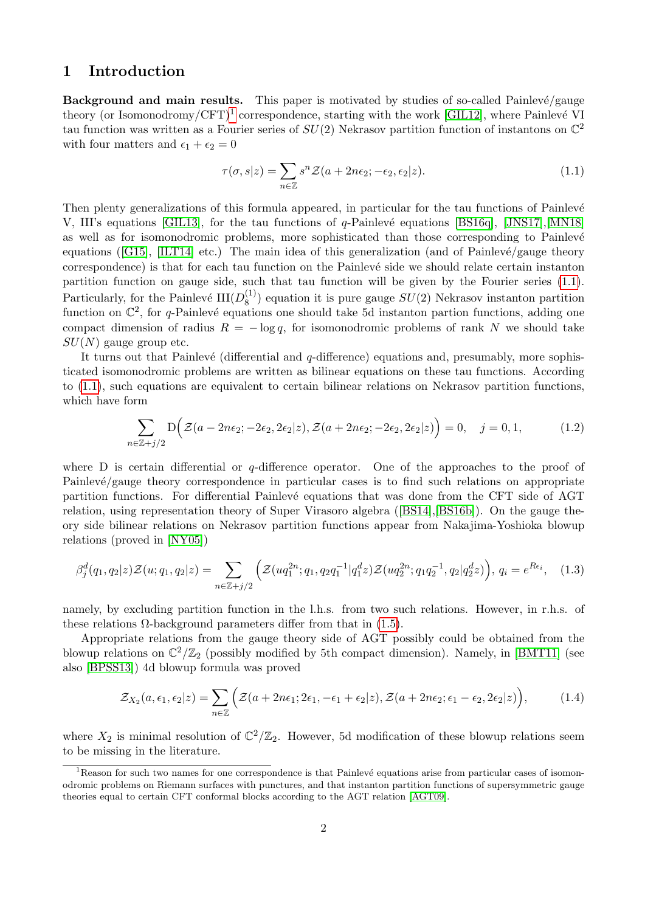# 1 Introduction

**Background and main results.** This paper is motivated by studies of so-called Painlevé/gauge theory (or Isomonodromy/CFT)[1] correspondence, starting with the work [GIL12], where Painlevé VI tau function was written as a Fourier series of $SU(2)$ Nekrasov partition function of instantons on $\mathbb{C}^2$ with four matters and $\epsilon_1 + \epsilon_2 = 0$

$$\tau(\sigma, s|z) = \sum_{n\in\mathbb{Z}} s^n \mathcal{Z}(a + 2n\epsilon_2; -\epsilon_2, \epsilon_2|z). \tag{1.1}$$

Then plenty generalizations of this formula appeared, in particular for the tau functions of Painlevé V, III's equations [GIL13], for the tau functions of $q$-Painlevé equations [BS16q], [JNS17],[MN18] as well as for isomonodromic problems, more sophisticated than those corresponding to Painlevé equations ([G15], [ILT14] etc.) The main idea of this generalization (and of Painlevé/gauge theory correspondence) is that for each tau function on the Painlevé side we should relate certain instanton partition function on gauge side, such that tau function will be given by the Fourier series (1.1). Particularly, for the Painlevé III($D_8^{(1)}$) equation it is pure gauge $SU(2)$ Nekrasov instanton partition function on $\mathbb{C}^2$, for $q$-Painlevé equations one should take 5d instanton partion functions, adding one compact dimension of radius $R = -\log q$, for isomonodromic problems of rank $N$ we should take $SU(N)$ gauge group etc.

It turns out that Painlevé (differential and $q$-difference) equations and, presumably, more sophisticated isomonodromic problems are written as bilinear equations on these tau functions. According to (1.1), such equations are equivalent to certain bilinear relations on Nekrasov partition functions, which have form

$$\sum_{n\in\mathbb{Z}+j/2} \mathrm{D}\Big(\mathcal{Z}(a - 2n\epsilon_2; -2\epsilon_2, 2\epsilon_2|z), \mathcal{Z}(a + 2n\epsilon_2; -2\epsilon_2, 2\epsilon_2|z)\Big) = 0, \quad j = 0, 1, \tag{1.2}$$

where D is certain differential or $q$-difference operator. One of the approaches to the proof of Painlevé/gauge theory correspondence in particular cases is to find such relations on appropriate partition functions. For differential Painlevé equations that was done from the CFT side of AGT relation, using representation theory of Super Virasoro algebra ([BS14],[BS16b]). On the gauge theory side bilinear relations on Nekrasov partition functions appear from Nakajima-Yoshioka blowup relations (proved in [NY05])

$$\beta_j^d(q_1, q_2|z)\mathcal{Z}(u; q_1, q_2|z) = \sum_{n\in\mathbb{Z}+j/2} \Big(\mathcal{Z}(uq_1^{2n}; q_1, q_2q_1^{-1}|q_1^d z)\mathcal{Z}(uq_2^{2n}; q_1q_2^{-1}, q_2|q_2^d z)\Big),\ q_i = e^{R\epsilon_i}, \tag{1.3}$$

namely, by excluding partition function in the l.h.s. from two such relations. However, in r.h.s. of these relations Ω-background parameters differ from that in (1.5).

Appropriate relations from the gauge theory side of AGT possibly could be obtained from the blowup relations on $\mathbb{C}^2/\mathbb{Z}_2$ (possibly modified by 5th compact dimension). Namely, in [BMT11] (see also [BPSS13]) 4d blowup formula was proved

$$\mathcal{Z}_{X_2}(a, \epsilon_1, \epsilon_2|z) = \sum_{n\in\mathbb{Z}} \Big(\mathcal{Z}(a + 2n\epsilon_1; 2\epsilon_1, -\epsilon_1 + \epsilon_2|z), \mathcal{Z}(a + 2n\epsilon_2; \epsilon_1 - \epsilon_2, 2\epsilon_2|z)\Big), \tag{1.4}$$

where $X_2$ is minimal resolution of $\mathbb{C}^2/\mathbb{Z}_2$. However, 5d modification of these blowup relations seem to be missing in the literature.

[1] Reason for such two names for one correspondence is that Painlevé equations arise from particular cases of isomonodromic problems on Riemann surfaces with punctures, and that instanton partition functions of supersymmetric gauge theories equal to certain CFT conformal blocks according to the AGT relation [AGT09].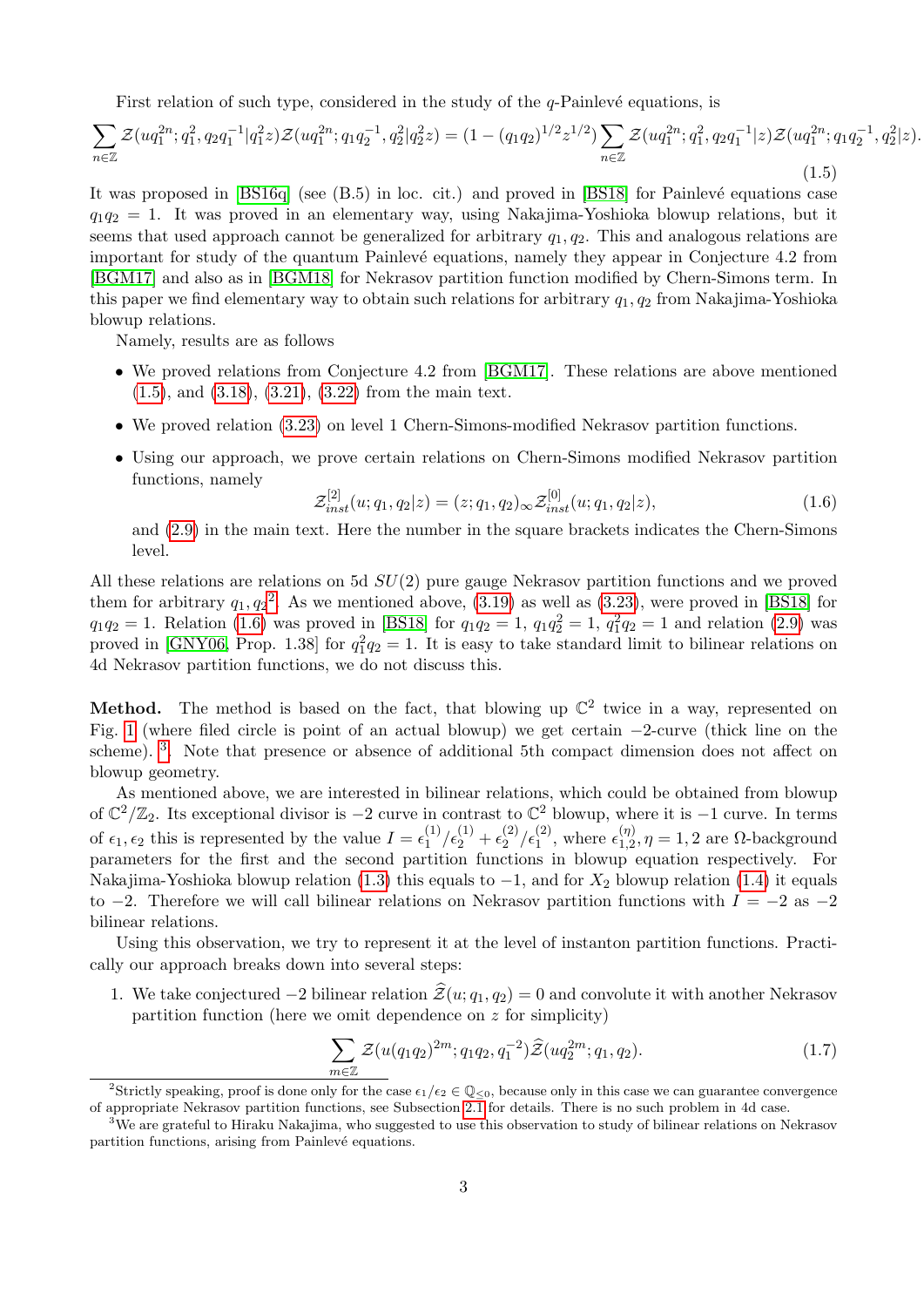First relation of such type, considered in the study of the $q$-Painlevé equations, is

$$\sum_{n\in\mathbb{Z}} \mathcal{Z}(uq_1^{2n};q_1^2,q_2q_1^{-1}|q_1^2z)\mathcal{Z}(uq_1^{2n};q_1q_2^{-1},q_2^2|q_2^2z) = (1-(q_1q_2)^{1/2}z^{1/2})\sum_{n\in\mathbb{Z}} \mathcal{Z}(uq_1^{2n};q_1^2,q_2q_1^{-1}|z)\mathcal{Z}(uq_1^{2n};q_1q_2^{-1},q_2^2|z). \tag{1.5}$$

It was proposed in [BS16q] (see (B.5) in loc. cit.) and proved in [BS18] for Painlevé equations case $q_1q_2=1$. It was proved in an elementary way, using Nakajima-Yoshioka blowup relations, but it seems that used approach cannot be generalized for arbitrary $q_1,q_2$. This and analogous relations are important for study of the quantum Painlevé equations, namely they appear in Conjecture 4.2 from [BGM17] and also as in [BGM18] for Nekrasov partition function modified by Chern-Simons term. In this paper we find elementary way to obtain such relations for arbitrary $q_1,q_2$ from Nakajima-Yoshioka blowup relations.

Namely, results are as follows

- We proved relations from Conjecture 4.2 from [BGM17]. These relations are above mentioned (1.5), and (3.18), (3.21), (3.22) from the main text.
- We proved relation (3.23) on level 1 Chern-Simons-modified Nekrasov partition functions.
- Using our approach, we prove certain relations on Chern-Simons modified Nekrasov partition functions, namely
$$\mathcal{Z}^{[2]}_{inst}(u;q_1,q_2|z) = (z;q_1,q_2)_\infty \mathcal{Z}^{[0]}_{inst}(u;q_1,q_2|z), \tag{1.6}$$
and (2.9) in the main text. Here the number in the square brackets indicates the Chern-Simons level.

All these relations are relations on 5d $SU(2)$ pure gauge Nekrasov partition functions and we proved them for arbitrary $q_1,q_2$[2]. As we mentioned above, (3.19) as well as (3.23), were proved in [BS18] for $q_1q_2=1$. Relation (1.6) was proved in [BS18] for $q_1q_2=1$, $q_1q_2^2=1$, $q_1^2q_2=1$ and relation (2.9) was proved in [GNY06, Prop. 1.38] for $q_1^2q_2=1$. It is easy to take standard limit to bilinear relations on 4d Nekrasov partition functions, we do not discuss this.

**Method.** The method is based on the fact, that blowing up $\mathbb{C}^2$ twice in a way, represented on Fig. 1 (where filed circle is point of an actual blowup) we get certain $-2$-curve (thick line on the scheme). [3]. Note that presence or absence of additional 5th compact dimension does not affect on blowup geometry.

As mentioned above, we are interested in bilinear relations, which could be obtained from blowup of $\mathbb{C}^2/\mathbb{Z}_2$. Its exceptional divisor is $-2$ curve in contrast to $\mathbb{C}^2$ blowup, where it is $-1$ curve. In terms of $\epsilon_1,\epsilon_2$ this is represented by the value $I=\epsilon_1^{(1)}/\epsilon_2^{(1)}+\epsilon_2^{(2)}/\epsilon_1^{(2)}$, where $\epsilon_{1,2}^{(\eta)}, \eta=1,2$ are $\Omega$-background parameters for the first and the second partition functions in blowup equation respectively. For Nakajima-Yoshioka blowup relation (1.3) this equals to $-1$, and for $X_2$ blowup relation (1.4) it equals to $-2$. Therefore we will call bilinear relations on Nekrasov partition functions with $I=-2$ as $-2$ bilinear relations.

Using this observation, we try to represent it at the level of instanton partition functions. Practically our approach breaks down into several steps:

1. We take conjectured $-2$ bilinear relation $\widehat{\mathcal{Z}}(u;q_1,q_2)=0$ and convolute it with another Nekrasov partition function (here we omit dependence on $z$ for simplicity)
$$\sum_{m\in\mathbb{Z}} \mathcal{Z}(u(q_1q_2)^{2m};q_1q_2,q_1^{-2})\widehat{\mathcal{Z}}(uq_2^{2m};q_1,q_2). \tag{1.7}$$

---

[2] Strictly speaking, proof is done only for the case $\epsilon_1/\epsilon_2\in\mathbb{Q}_{<0}$, because only in this case we can guarantee convergence of appropriate Nekrasov partition functions, see Subsection 2.1 for details. There is no such problem in 4d case.

[3] We are grateful to Hiraku Nakajima, who suggested to use this observation to study of bilinear relations on Nekrasov partition functions, arising from Painlevé equations.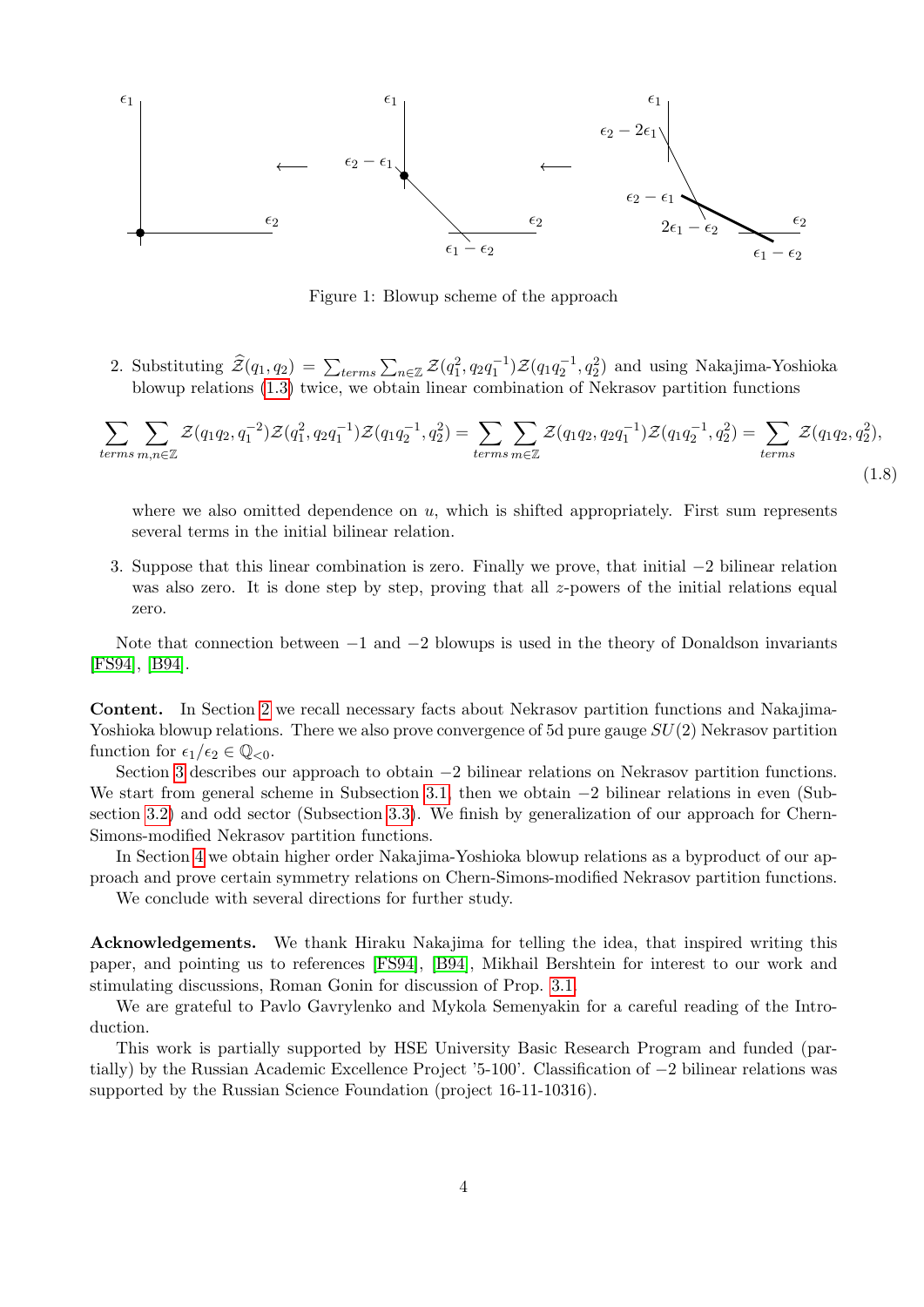Figure 1: Blowup scheme of the approach

2. Substituting $\widehat{\mathcal{Z}}(q_1, q_2) = \sum_{terms} \sum_{n\in\mathbb{Z}} \mathcal{Z}(q_1^2, q_2 q_1^{-1})\mathcal{Z}(q_1 q_2^{-1}, q_2^2)$ and using Nakajima-Yoshioka blowup relations (1.3) twice, we obtain linear combination of Nekrasov partition functions

$$\sum_{terms} \sum_{m,n\in\mathbb{Z}} \mathcal{Z}(q_1 q_2, q_1^{-2})\mathcal{Z}(q_1^2, q_2 q_1^{-1})\mathcal{Z}(q_1 q_2^{-1}, q_2^2) = \sum_{terms} \sum_{m\in\mathbb{Z}} \mathcal{Z}(q_1 q_2, q_2 q_1^{-1})\mathcal{Z}(q_1 q_2^{-1}, q_2^2) = \sum_{terms} \mathcal{Z}(q_1 q_2, q_2^2), \tag{1.8}$$

   where we also omitted dependence on $u$, which is shifted appropriately. First sum represents several terms in the initial bilinear relation.

3. Suppose that this linear combination is zero. Finally we prove, that initial $-2$ bilinear relation was also zero. It is done step by step, proving that all $z$-powers of the initial relations equal zero.

Note that connection between $-1$ and $-2$ blowups is used in the theory of Donaldson invariants [FS94], [B94].

**Content.** In Section 2 we recall necessary facts about Nekrasov partition functions and Nakajima-Yoshioka blowup relations. There we also prove convergence of 5d pure gauge $SU(2)$ Nekrasov partition function for $\epsilon_1/\epsilon_2 \in \mathbb{Q}_{<0}$.

Section 3 describes our approach to obtain $-2$ bilinear relations on Nekrasov partition functions. We start from general scheme in Subsection 3.1, then we obtain $-2$ bilinear relations in even (Subsection 3.2) and odd sector (Subsection 3.3). We finish by generalization of our approach for Chern-Simons-modified Nekrasov partition functions.

In Section 4 we obtain higher order Nakajima-Yoshioka blowup relations as a byproduct of our approach and prove certain symmetry relations on Chern-Simons-modified Nekrasov partition functions.

We conclude with several directions for further study.

**Acknowledgements.** We thank Hiraku Nakajima for telling the idea, that inspired writing this paper, and pointing us to references [FS94], [B94], Mikhail Bershtein for interest to our work and stimulating discussions, Roman Gonin for discussion of Prop. 3.1.

We are grateful to Pavlo Gavrylenko and Mykola Semenyakin for a careful reading of the Introduction.

This work is partially supported by HSE University Basic Research Program and funded (partially) by the Russian Academic Excellence Project '5-100'. Classification of $-2$ bilinear relations was supported by the Russian Science Foundation (project 16-11-10316).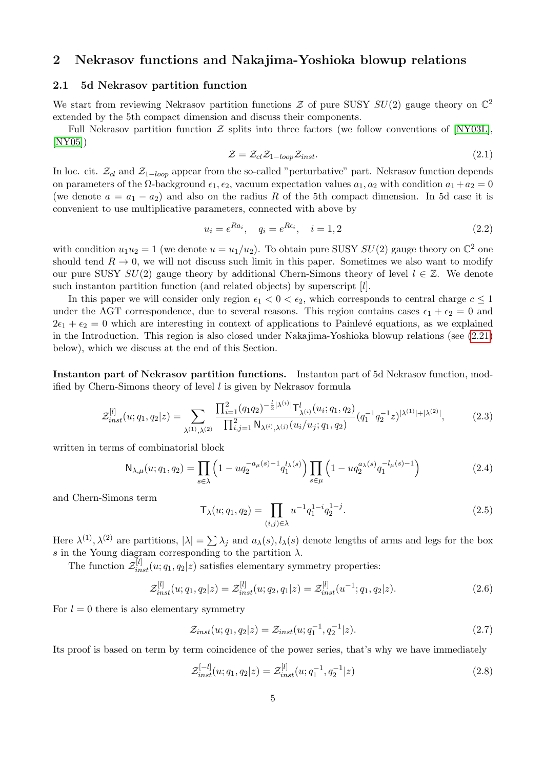## 2 Nekrasov functions and Nakajima-Yoshioka blowup relations

### 2.1 5d Nekrasov partition function

We start from reviewing Nekrasov partition functions $\mathcal{Z}$ of pure SUSY $SU(2)$ gauge theory on $\mathbb{C}^2$ extended by the 5th compact dimension and discuss their components.

Full Nekrasov partition function $\mathcal{Z}$ splits into three factors (we follow conventions of [NY03L], [NY05])

$$\mathcal{Z} = \mathcal{Z}_{cl}\mathcal{Z}_{1-loop}\mathcal{Z}_{inst}. \tag{2.1}$$

In loc. cit. $\mathcal{Z}_{cl}$ and $\mathcal{Z}_{1-loop}$ appear from the so-called "perturbative" part. Nekrasov function depends on parameters of the $\Omega$-background $\epsilon_1, \epsilon_2$, vacuum expectation values $a_1, a_2$ with condition $a_1 + a_2 = 0$ (we denote $a = a_1 - a_2$) and also on the radius $R$ of the 5th compact dimension. In 5d case it is convenient to use multiplicative parameters, connected with above by

$$u_i = e^{Ra_i}, \quad q_i = e^{R\epsilon_i}, \quad i = 1, 2 \tag{2.2}$$

with condition $u_1u_2 = 1$ (we denote $u = u_1/u_2$). To obtain pure SUSY $SU(2)$ gauge theory on $\mathbb{C}^2$ one should tend $R \to 0$, we will not discuss such limit in this paper. Sometimes we also want to modify our pure SUSY $SU(2)$ gauge theory by additional Chern-Simons theory of level $l \in \mathbb{Z}$. We denote such instanton partition function (and related objects) by superscript $[l]$.

In this paper we will consider only region $\epsilon_1 < 0 < \epsilon_2$, which corresponds to central charge $c \leq 1$ under the AGT correspondence, due to several reasons. This region contains cases $\epsilon_1 + \epsilon_2 = 0$ and $2\epsilon_1 + \epsilon_2 = 0$ which are interesting in context of applications to Painlevé equations, as we explained in the Introduction. This region is also closed under Nakajima-Yoshioka blowup relations (see (2.21) below), which we discuss at the end of this Section.

**Instanton part of Nekrasov partition functions.** Instanton part of 5d Nekrasov function, modified by Chern-Simons theory of level $l$ is given by Nekrasov formula

$$\mathcal{Z}^{[l]}_{inst}(u; q_1, q_2|z) = \sum_{\lambda^{(1)},\lambda^{(2)}} \frac{\prod_{i=1}^2 (q_1q_2)^{-\frac{l}{2}|\lambda^{(i)}|}\mathsf{T}^l_{\lambda^{(i)}}(u_i; q_1, q_2)}{\prod_{i,j=1}^2 \mathsf{N}_{\lambda^{(i)},\lambda^{(j)}}(u_i/u_j; q_1, q_2)} (q_1^{-1}q_2^{-1}z)^{|\lambda^{(1)}|+|\lambda^{(2)}|}, \tag{2.3}$$

written in terms of combinatorial block

$$\mathsf{N}_{\lambda,\mu}(u; q_1, q_2) = \prod_{s\in\lambda}\left(1 - uq_2^{-a_\mu(s)-1}q_1^{l_\lambda(s)}\right)\prod_{s\in\mu}\left(1 - uq_2^{a_\lambda(s)}q_1^{-l_\mu(s)-1}\right) \tag{2.4}$$

and Chern-Simons term

$$\mathsf{T}_\lambda(u; q_1, q_2) = \prod_{(i,j)\in\lambda} u^{-1}q_1^{1-i}q_2^{1-j}. \tag{2.5}$$

Here $\lambda^{(1)}, \lambda^{(2)}$ are partitions, $|\lambda| = \sum \lambda_j$ and $a_\lambda(s), l_\lambda(s)$ denote lengths of arms and legs for the box $s$ in the Young diagram corresponding to the partition $\lambda$.

The function $\mathcal{Z}^{[l]}_{inst}(u; q_1, q_2|z)$ satisfies elementary symmetry properties:

$$\mathcal{Z}^{[l]}_{inst}(u; q_1, q_2|z) = \mathcal{Z}^{[l]}_{inst}(u; q_2, q_1|z) = \mathcal{Z}^{[l]}_{inst}(u^{-1}; q_1, q_2|z). \tag{2.6}$$

For $l = 0$ there is also elementary symmetry

$$\mathcal{Z}_{inst}(u; q_1, q_2|z) = \mathcal{Z}_{inst}(u; q_1^{-1}, q_2^{-1}|z). \tag{2.7}$$

Its proof is based on term by term coincidence of the power series, that's why we have immediately

$$\mathcal{Z}^{[-l]}_{inst}(u; q_1, q_2|z) = \mathcal{Z}^{[l]}_{inst}(u; q_1^{-1}, q_2^{-1}|z) \tag{2.8}$$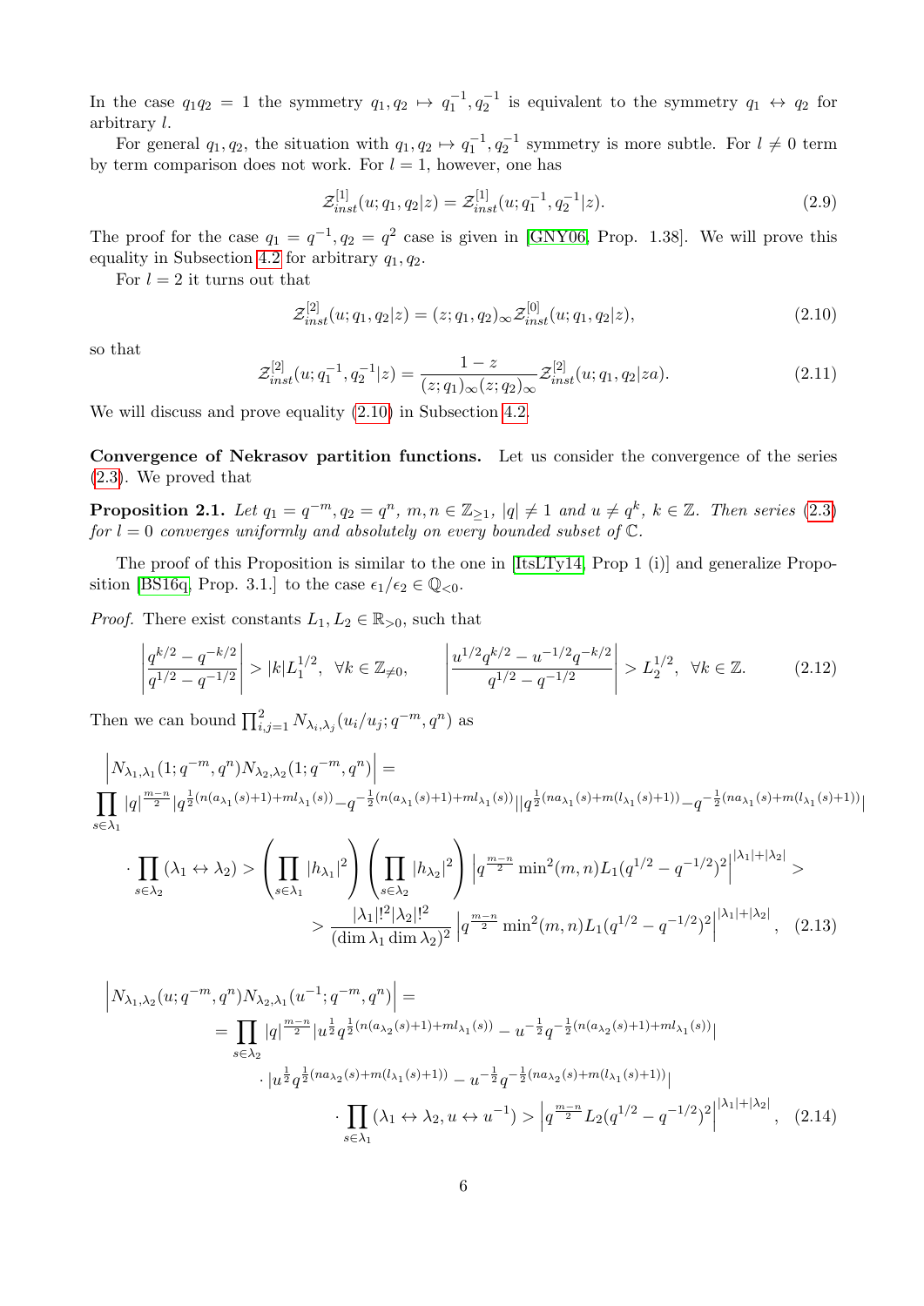In the case $q_1 q_2 = 1$ the symmetry $q_1, q_2 \mapsto q_1^{-1}, q_2^{-1}$ is equivalent to the symmetry $q_1 \leftrightarrow q_2$ for arbitrary $l$.

For general $q_1, q_2$, the situation with $q_1, q_2 \mapsto q_1^{-1}, q_2^{-1}$ symmetry is more subtle. For $l \neq 0$ term by term comparison does not work. For $l = 1$, however, one has

$$\mathcal{Z}^{[1]}_{inst}(u; q_1, q_2|z) = \mathcal{Z}^{[1]}_{inst}(u; q_1^{-1}, q_2^{-1}|z). \tag{2.9}$$

The proof for the case $q_1 = q^{-1}, q_2 = q^2$ case is given in [GNY06, Prop. 1.38]. We will prove this equality in Subsection 4.2 for arbitrary $q_1, q_2$.

For $l = 2$ it turns out that

$$\mathcal{Z}^{[2]}_{inst}(u; q_1, q_2|z) = (z; q_1, q_2)_\infty \mathcal{Z}^{[0]}_{inst}(u; q_1, q_2|z), \tag{2.10}$$

so that

$$\mathcal{Z}^{[2]}_{inst}(u; q_1^{-1}, q_2^{-1}|z) = \frac{1-z}{(z; q_1)_\infty (z; q_2)_\infty} \mathcal{Z}^{[2]}_{inst}(u; q_1, q_2|za). \tag{2.11}$$

We will discuss and prove equality (2.10) in Subsection 4.2.

**Convergence of Nekrasov partition functions.** Let us consider the convergence of the series (2.3). We proved that

**Proposition 2.1.** *Let $q_1 = q^{-m}, q_2 = q^n$, $m, n \in \mathbb{Z}_{\geq 1}$, $|q| \neq 1$ and $u \neq q^k$, $k \in \mathbb{Z}$. Then series (2.3) for $l = 0$ converges uniformly and absolutely on every bounded subset of $\mathbb{C}$.*

The proof of this Proposition is similar to the one in [ItsLTy14, Prop 1 (i)] and generalize Proposition [BS16q, Prop. 3.1.] to the case $\epsilon_1/\epsilon_2 \in \mathbb{Q}_{<0}$.

*Proof.* There exist constants $L_1, L_2 \in \mathbb{R}_{>0}$, such that

$$\left|\frac{q^{k/2} - q^{-k/2}}{q^{1/2} - q^{-1/2}}\right| > |k| L_1^{1/2}, \ \ \forall k \in \mathbb{Z}_{\neq 0}, \qquad \left|\frac{u^{1/2} q^{k/2} - u^{-1/2} q^{-k/2}}{q^{1/2} - q^{-1/2}}\right| > L_2^{1/2}, \ \ \forall k \in \mathbb{Z}. \tag{2.12}$$

Then we can bound $\prod_{i,j=1}^2 N_{\lambda_i, \lambda_j}(u_i/u_j; q^{-m}, q^n)$ as

$$\begin{aligned}
&\left|N_{\lambda_1,\lambda_1}(1; q^{-m}, q^n) N_{\lambda_2,\lambda_2}(1; q^{-m}, q^n)\right| = \\
&\prod_{s \in \lambda_1} |q|^{\frac{m-n}{2}} |q^{\frac{1}{2}(n(a_{\lambda_1}(s)+1) + m l_{\lambda_1}(s))} - q^{-\frac{1}{2}(n(a_{\lambda_1}(s)+1) + m l_{\lambda_1}(s))}||q^{\frac{1}{2}(n a_{\lambda_1}(s) + m(l_{\lambda_1}(s)+1))} - q^{-\frac{1}{2}(n a_{\lambda_1}(s) + m(l_{\lambda_1}(s)+1))}| \\
&\cdot \prod_{s \in \lambda_2} (\lambda_1 \leftrightarrow \lambda_2) > \left(\prod_{s \in \lambda_1} |h_{\lambda_1}|^2\right) \left(\prod_{s \in \lambda_2} |h_{\lambda_2}|^2\right) \left|q^{\frac{m-n}{2}} \min{}^2(m,n) L_1 (q^{1/2} - q^{-1/2})^2\right|^{|\lambda_1| + |\lambda_2|} > \\
&\qquad > \frac{|\lambda_1|!^2 |\lambda_2|!^2}{(\dim \lambda_1 \dim \lambda_2)^2} \left|q^{\frac{m-n}{2}} \min{}^2(m,n) L_1 (q^{1/2} - q^{-1/2})^2\right|^{|\lambda_1| + |\lambda_2|},
\end{aligned} \tag{2.13}$$

$$\begin{aligned}
&\left|N_{\lambda_1,\lambda_2}(u; q^{-m}, q^n) N_{\lambda_2,\lambda_1}(u^{-1}; q^{-m}, q^n)\right| = \\
&\quad = \prod_{s \in \lambda_2} |q|^{\frac{m-n}{2}} |u^{\frac{1}{2}} q^{\frac{1}{2}(n(a_{\lambda_2}(s)+1) + m l_{\lambda_1}(s))} - u^{-\frac{1}{2}} q^{-\frac{1}{2}(n(a_{\lambda_2}(s)+1) + m l_{\lambda_1}(s))}| \\
&\qquad \cdot |u^{\frac{1}{2}} q^{\frac{1}{2}(n a_{\lambda_2}(s) + m(l_{\lambda_1}(s)+1))} - u^{-\frac{1}{2}} q^{-\frac{1}{2}(n a_{\lambda_2}(s) + m(l_{\lambda_1}(s)+1))}| \\
&\qquad \cdot \prod_{s \in \lambda_1} (\lambda_1 \leftrightarrow \lambda_2, u \leftrightarrow u^{-1}) > \left|q^{\frac{m-n}{2}} L_2 (q^{1/2} - q^{-1/2})^2\right|^{|\lambda_1| + |\lambda_2|},
\end{aligned} \tag{2.14}$$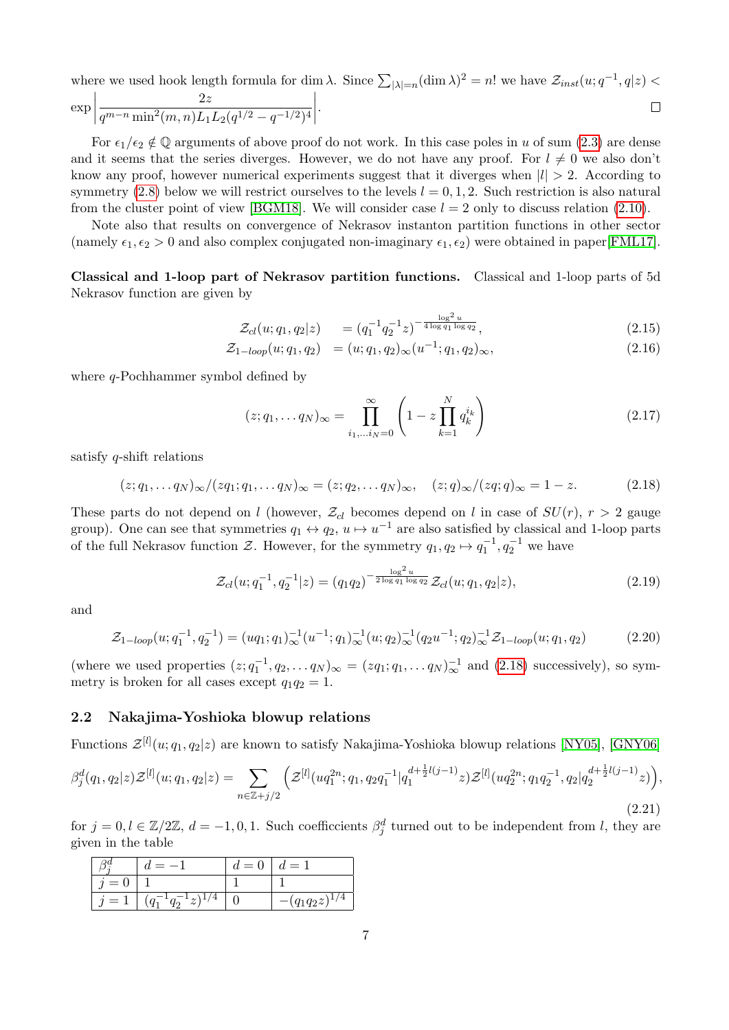where we used hook length formula for $\dim\lambda$. Since $\sum_{|\lambda|=n}(\dim\lambda)^2 = n!$ we have $\mathcal{Z}_{inst}(u;q^{-1},q|z) < \exp\left|\dfrac{2z}{q^{m-n}\min^2(m,n)L_1L_2(q^{1/2}-q^{-1/2})^4}\right|$. □

For $\epsilon_1/\epsilon_2 \notin \mathbb{Q}$ arguments of above proof do not work. In this case poles in $u$ of sum (2.3) are dense and it seems that the series diverges. However, we do not have any proof. For $l \neq 0$ we also don't know any proof, however numerical experiments suggest that it diverges when $|l| > 2$. According to symmetry (2.8) below we will restrict ourselves to the levels $l = 0, 1, 2$. Such restriction is also natural from the cluster point of view [BGM18]. We will consider case $l = 2$ only to discuss relation (2.10).

Note also that results on convergence of Nekrasov instanton partition functions in other sector (namely $\epsilon_1, \epsilon_2 > 0$ and also complex conjugated non-imaginary $\epsilon_1, \epsilon_2$) were obtained in paper[FML17].

**Classical and 1-loop part of Nekrasov partition functions.** Classical and 1-loop parts of 5d Nekrasov function are given by

$$\mathcal{Z}_{cl}(u;q_1,q_2|z) \quad = (q_1^{-1}q_2^{-1}z)^{-\frac{\log^2 u}{4\log q_1 \log q_2}}, \tag{2.15}$$

$$\mathcal{Z}_{1-loop}(u;q_1,q_2) \quad = (u;q_1,q_2)_\infty (u^{-1};q_1,q_2)_\infty, \tag{2.16}$$

where $q$-Pochhammer symbol defined by

$$(z;q_1,\dots q_N)_\infty = \prod_{i_1,\dots i_N=0}^{\infty}\left(1 - z\prod_{k=1}^{N} q_k^{i_k}\right) \tag{2.17}$$

satisfy $q$-shift relations

$$(z;q_1,\dots q_N)_\infty/(zq_1;q_1,\dots q_N)_\infty = (z;q_2,\dots q_N)_\infty, \quad (z;q)_\infty/(zq;q)_\infty = 1-z. \tag{2.18}$$

These parts do not depend on $l$ (however, $\mathcal{Z}_{cl}$ becomes depend on $l$ in case of $SU(r)$, $r > 2$ gauge group). One can see that symmetries $q_1 \leftrightarrow q_2$, $u \mapsto u^{-1}$ are also satisfied by classical and 1-loop parts of the full Nekrasov function $\mathcal{Z}$. However, for the symmetry $q_1, q_2 \mapsto q_1^{-1}, q_2^{-1}$ we have

$$\mathcal{Z}_{cl}(u;q_1^{-1},q_2^{-1}|z) = (q_1q_2)^{-\frac{\log^2 u}{2\log q_1 \log q_2}}\mathcal{Z}_{cl}(u;q_1,q_2|z), \tag{2.19}$$

and

$$\mathcal{Z}_{1-loop}(u;q_1^{-1},q_2^{-1}) = (uq_1;q_1)_\infty^{-1}(u^{-1};q_1)_\infty^{-1}(u;q_2)_\infty^{-1}(q_2u^{-1};q_2)_\infty^{-1}\mathcal{Z}_{1-loop}(u;q_1,q_2) \tag{2.20}$$

(where we used properties $(z;q_1^{-1},q_2,\dots q_N)_\infty = (zq_1;q_1,\dots q_N)_\infty^{-1}$ and (2.18) successively), so symmetry is broken for all cases except $q_1q_2 = 1$.

### 2.2 Nakajima-Yoshioka blowup relations

Functions $\mathcal{Z}^{[l]}(u;q_1,q_2|z)$ are known to satisfy Nakajima-Yoshioka blowup relations [NY05], [GNY06]

$$\beta_j^d(q_1,q_2|z)\mathcal{Z}^{[l]}(u;q_1,q_2|z) = \sum_{n\in\mathbb{Z}+j/2}\left(\mathcal{Z}^{[l]}(uq_1^{2n};q_1,q_2q_1^{-1}|q_1^{d+\frac{1}{2}l(j-1)}z)\mathcal{Z}^{[l]}(uq_2^{2n};q_1q_2^{-1},q_2|q_2^{d+\frac{1}{2}l(j-1)}z)\right), \tag{2.21}$$

for $j = 0, l \in \mathbb{Z}/2\mathbb{Z}$, $d = -1, 0, 1$. Such coefficients $\beta_j^d$ turned out to be independent from $l$, they are given in the table

| $\beta_j^d$ | $d=-1$ | $d=0$ | $d=1$ |
|---|---|---|---|
| $j=0$ | $1$ | $1$ | $1$ |
| $j=1$ | $(q_1^{-1}q_2^{-1}z)^{1/4}$ | $0$ | $-(q_1q_2z)^{1/4}$ |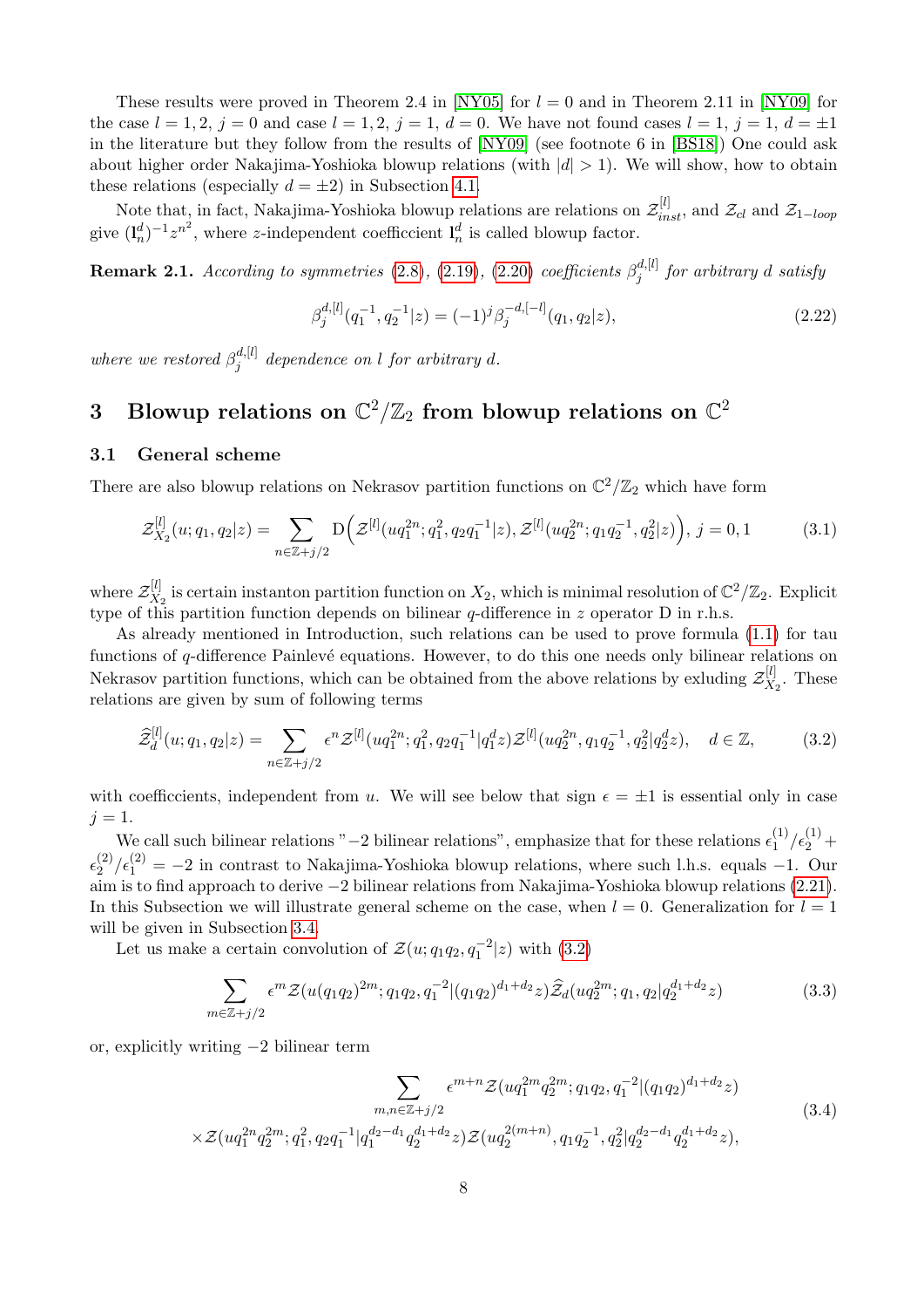These results were proved in Theorem 2.4 in [NY05] for $l = 0$ and in Theorem 2.11 in [NY09] for the case $l = 1, 2$, $j = 0$ and case $l = 1, 2$, $j = 1$, $d = 0$. We have not found cases $l = 1$, $j = 1$, $d = \pm 1$ in the literature but they follow from the results of [NY09] (see footnote 6 in [BS18]) One could ask about higher order Nakajima-Yoshioka blowup relations (with $|d| > 1$). We will show, how to obtain these relations (especially $d = \pm 2$) in Subsection 4.1.

Note that, in fact, Nakajima-Yoshioka blowup relations are relations on $\mathcal{Z}^{[l]}_{inst}$, and $\mathcal{Z}_{cl}$ and $\mathcal{Z}_{1-loop}$ give $(\mathrm{l}^d_n)^{-1} z^{n^2}$, where $z$-independent coeffiecient $\mathrm{l}^d_n$ is called blowup factor.

**Remark 2.1.** *According to symmetries (2.8), (2.19), (2.20) coefficients $\beta^{d,[l]}_j$ for arbitrary $d$ satisfy*

$$\beta^{d,[l]}_j(q_1^{-1}, q_2^{-1}|z) = (-1)^j \beta^{-d,[-l]}_j(q_1, q_2|z), \tag{2.22}$$

*where we restored $\beta^{d,[l]}_j$ dependence on $l$ for arbitrary $d$.*

# 3 Blowup relations on $\mathbb{C}^2/\mathbb{Z}_2$ from blowup relations on $\mathbb{C}^2$

## 3.1 General scheme

There are also blowup relations on Nekrasov partition functions on $\mathbb{C}^2/\mathbb{Z}_2$ which have form

$$\mathcal{Z}^{[l]}_{X_2}(u; q_1, q_2|z) = \sum_{n\in\mathbb{Z}+j/2} \mathrm{D}\Big(\mathcal{Z}^{[l]}(uq_1^{2n}; q_1^2, q_2q_1^{-1}|z), \mathcal{Z}^{[l]}(uq_2^{2n}; q_1q_2^{-1}, q_2^2|z)\Big),\ j = 0, 1 \tag{3.1}$$

where $\mathcal{Z}^{[l]}_{X_2}$ is certain instanton partition function on $X_2$, which is minimal resolution of $\mathbb{C}^2/\mathbb{Z}_2$. Explicit type of this partition function depends on bilinear $q$-difference in $z$ operator D in r.h.s.

As already mentioned in Introduction, such relations can be used to prove formula (1.1) for tau functions of $q$-difference Painlevé equations. However, to do this one needs only bilinear relations on Nekrasov partition functions, which can be obtained from the above relations by exluding $\mathcal{Z}^{[l]}_{X_2}$. These relations are given by sum of following terms

$$\widehat{\mathcal{Z}}^{[l]}_d(u; q_1, q_2|z) = \sum_{n\in\mathbb{Z}+j/2} \epsilon^n \mathcal{Z}^{[l]}(uq_1^{2n}; q_1^2, q_2q_1^{-1}|q_1^d z)\mathcal{Z}^{[l]}(uq_2^{2n}, q_1q_2^{-1}, q_2^2|q_2^d z), \quad d \in \mathbb{Z}, \tag{3.2}$$

with coefficcients, independent from $u$. We will see below that sign $\epsilon = \pm 1$ is essential only in case $j = 1$.

We call such bilinear relations "$-2$ bilinear relations", emphasize that for these relations $\epsilon_1^{(1)}/\epsilon_2^{(1)} + \epsilon_2^{(2)}/\epsilon_1^{(2)} = -2$ in contrast to Nakajima-Yoshioka blowup relations, where such l.h.s. equals $-1$. Our aim is to find approach to derive $-2$ bilinear relations from Nakajima-Yoshioka blowup relations (2.21). In this Subsection we will illustrate general scheme on the case, when $l = 0$. Generalization for $l = 1$ will be given in Subsection 3.4.

Let us make a certain convolution of $\mathcal{Z}(u; q_1q_2, q_1^{-2}|z)$ with (3.2)

$$\sum_{m\in\mathbb{Z}+j/2} \epsilon^m \mathcal{Z}(u(q_1q_2)^{2m}; q_1q_2, q_1^{-2}|(q_1q_2)^{d_1+d_2}z)\widehat{\mathcal{Z}}_d(uq_2^{2m}; q_1, q_2|q_2^{d_1+d_2}z) \tag{3.3}$$

or, explicitly writing $-2$ bilinear term

$$\begin{gathered}\sum_{m,n\in\mathbb{Z}+j/2} \epsilon^{m+n} \mathcal{Z}(uq_1^{2m}q_2^{2m}; q_1q_2, q_1^{-2}|(q_1q_2)^{d_1+d_2}z)\\ \times\mathcal{Z}(uq_1^{2n}q_2^{2m}; q_1^2, q_2q_1^{-1}|q_1^{d_2-d_1}q_2^{d_1+d_2}z)\mathcal{Z}(uq_2^{2(m+n)}, q_1q_2^{-1}, q_2^2|q_2^{d_2-d_1}q_2^{d_1+d_2}z),\end{gathered} \tag{3.4}$$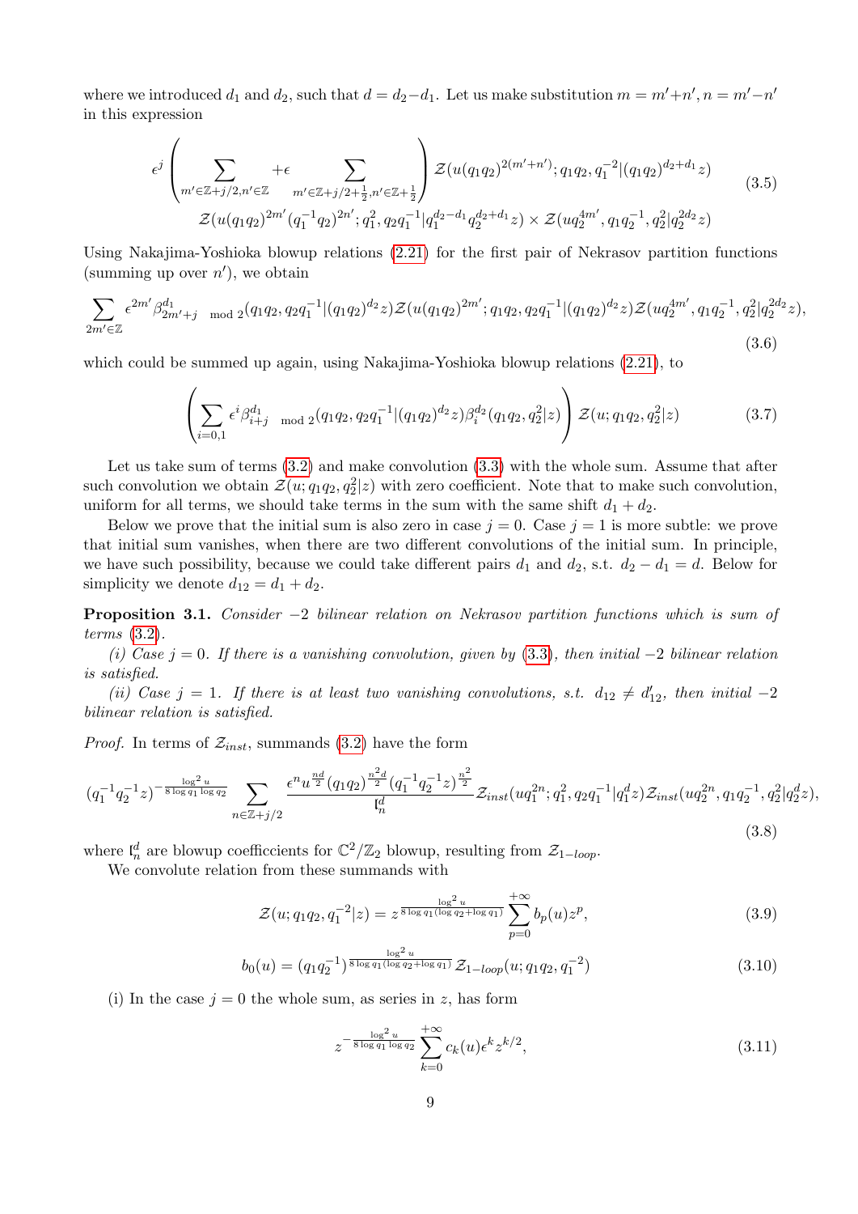where we introduced $d_1$ and $d_2$, such that $d = d_2 - d_1$. Let us make substitution $m = m' + n', n = m' - n'$ in this expression

$$\epsilon^j \left( \sum_{m' \in \mathbb{Z}+j/2, n' \in \mathbb{Z}} + \epsilon \sum_{m' \in \mathbb{Z}+j/2+\frac{1}{2}, n' \in \mathbb{Z}+\frac{1}{2}} \right) \mathcal{Z}(u(q_1q_2)^{2(m'+n')}; q_1q_2, q_1^{-2}|(q_1q_2)^{d_2+d_1}z)$$
$$\mathcal{Z}(u(q_1q_2)^{2m'}(q_1^{-1}q_2)^{2n'}; q_1^2, q_2q_1^{-1}|q_1^{d_2-d_1}q_2^{d_2+d_1}z) \times \mathcal{Z}(uq_2^{4m'}, q_1q_2^{-1}, q_2^2|q_2^{2d_2}z) \tag{3.5}$$

Using Nakajima-Yoshioka blowup relations (2.21) for the first pair of Nekrasov partition functions (summing up over $n'$), we obtain

$$\sum_{2m' \in \mathbb{Z}} \epsilon^{2m'} \beta^{d_1}_{2m'+j \mod 2}(q_1q_2, q_2q_1^{-1}|(q_1q_2)^{d_2}z) \mathcal{Z}(u(q_1q_2)^{2m'}; q_1q_2, q_2q_1^{-1}|(q_1q_2)^{d_2}z) \mathcal{Z}(uq_2^{4m'}, q_1q_2^{-1}, q_2^2|q_2^{2d_2}z), \tag{3.6}$$

which could be summed up again, using Nakajima-Yoshioka blowup relations (2.21), to

$$\left( \sum_{i=0,1} \epsilon^i \beta^{d_1}_{i+j \mod 2}(q_1q_2, q_2q_1^{-1}|(q_1q_2)^{d_2}z) \beta^{d_2}_i(q_1q_2, q_2^2|z) \right) \mathcal{Z}(u; q_1q_2, q_2^2|z) \tag{3.7}$$

Let us take sum of terms (3.2) and make convolution (3.3) with the whole sum. Assume that after such convolution we obtain $\mathcal{Z}(u; q_1q_2, q_2^2|z)$ with zero coefficient. Note that to make such convolution, uniform for all terms, we should take terms in the sum with the same shift $d_1 + d_2$.

Below we prove that the initial sum is also zero in case $j = 0$. Case $j = 1$ is more subtle: we prove that initial sum vanishes, when there are two different convolutions of the initial sum. In principle, we have such possibility, because we could take different pairs $d_1$ and $d_2$, s.t. $d_2 - d_1 = d$. Below for simplicity we denote $d_{12} = d_1 + d_2$.

**Proposition 3.1.** *Consider $-2$ bilinear relation on Nekrasov partition functions which is sum of terms (3.2).*

*(i) Case $j = 0$. If there is a vanishing convolution, given by (3.3), then initial $-2$ bilinear relation is satisfied.*

*(ii) Case $j = 1$. If there is at least two vanishing convolutions, s.t. $d_{12} \neq d'_{12}$, then initial $-2$ bilinear relation is satisfied.*

*Proof.* In terms of $\mathcal{Z}_{inst}$, summands (3.2) have the form

$$(q_1^{-1}q_2^{-1}z)^{-\frac{\log^2 u}{8 \log q_1 \log q_2}} \sum_{n \in \mathbb{Z}+j/2} \frac{\epsilon^n u^{\frac{nd}{2}} (q_1q_2)^{\frac{n^2 d}{2}} (q_1^{-1}q_2^{-1}z)^{\frac{n^2}{2}}}{\mathfrak{l}^d_n} \mathcal{Z}_{inst}(uq_1^{2n}; q_1^2, q_2q_1^{-1}|q_1^d z) \mathcal{Z}_{inst}(uq_2^{2n}, q_1q_2^{-1}, q_2^2|q_2^d z), \tag{3.8}$$

where $\mathfrak{l}^d_n$ are blowup coefficcients for $\mathbb{C}^2/\mathbb{Z}_2$ blowup, resulting from $\mathcal{Z}_{1-loop}$.

We convolute relation from these summands with

$$\mathcal{Z}(u; q_1q_2, q_1^{-2}|z) = z^{\frac{\log^2 u}{8 \log q_1 (\log q_2 + \log q_1)}} \sum_{p=0}^{+\infty} b_p(u) z^p, \tag{3.9}$$

$$b_0(u) = (q_1q_2^{-1})^{\frac{\log^2 u}{8 \log q_1 (\log q_2 + \log q_1)}} \mathcal{Z}_{1-loop}(u; q_1q_2, q_1^{-2}) \tag{3.10}$$

(i) In the case $j = 0$ the whole sum, as series in $z$, has form

$$z^{-\frac{\log^2 u}{8 \log q_1 \log q_2}} \sum_{k=0}^{+\infty} c_k(u) \epsilon^k z^{k/2}, \tag{3.11}$$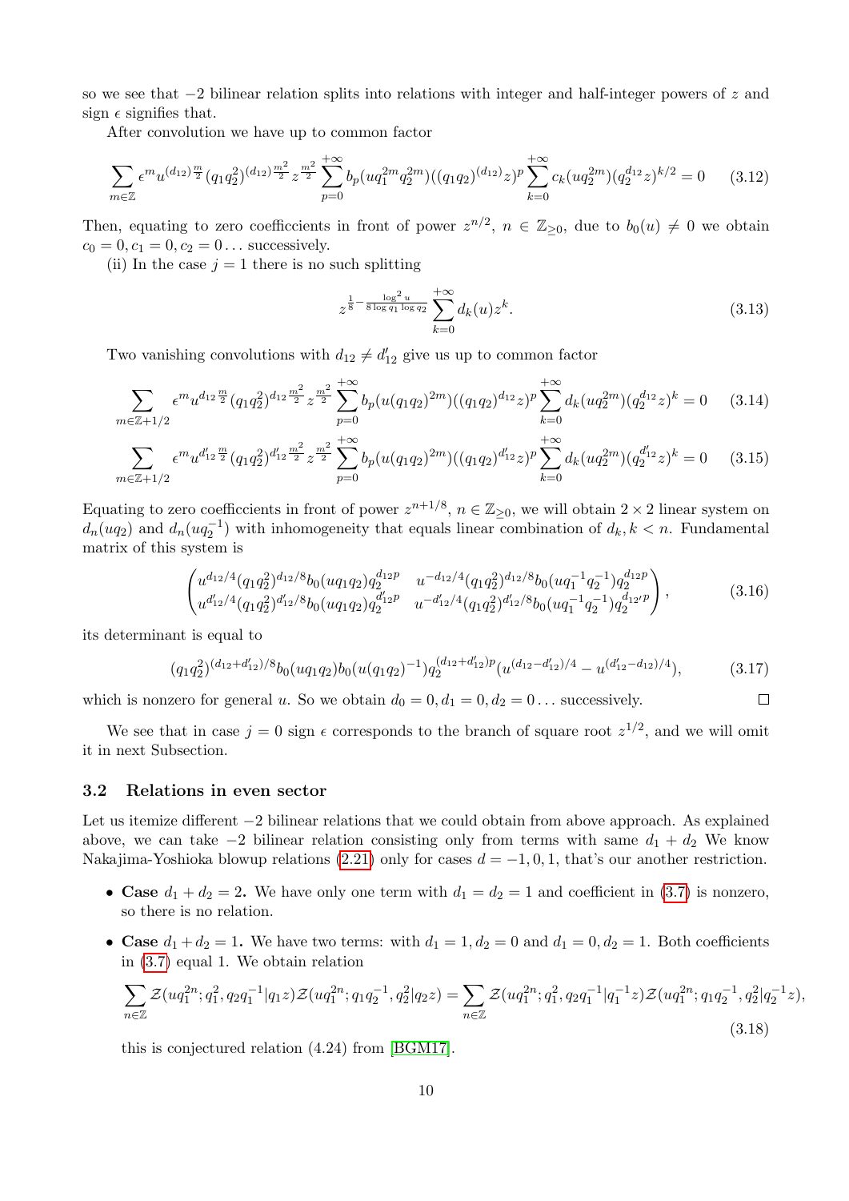so we see that $-2$ bilinear relation splits into relations with integer and half-integer powers of $z$ and sign $\epsilon$ signifies that.

After convolution we have up to common factor

$$\sum_{m\in\mathbb{Z}} \epsilon^m u^{(d_{12})\frac{m}{2}}(q_1q_2^2)^{(d_{12})\frac{m^2}{2}} z^{\frac{m^2}{2}} \sum_{p=0}^{+\infty} b_p(uq_1^{2m}q_2^{2m})((q_1q_2)^{(d_{12})}z)^p \sum_{k=0}^{+\infty} c_k(uq_2^{2m})(q_2^{d_{12}}z)^{k/2} = 0 \tag{3.12}$$

Then, equating to zero coefficcients in front of power $z^{n/2}$, $n \in \mathbb{Z}_{\geq 0}$, due to $b_0(u) \neq 0$ we obtain $c_0 = 0, c_1 = 0, c_2 = 0 \ldots$ successively.

(ii) In the case $j = 1$ there is no such splitting

$$z^{\frac{1}{8}-\frac{\log^2 u}{8\log q_1 \log q_2}} \sum_{k=0}^{+\infty} d_k(u) z^k. \tag{3.13}$$

Two vanishing convolutions with $d_{12} \neq d'_{12}$ give us up to common factor

$$\sum_{m\in\mathbb{Z}+1/2} \epsilon^m u^{d_{12}\frac{m}{2}}(q_1q_2^2)^{d_{12}\frac{m^2}{2}} z^{\frac{m^2}{2}} \sum_{p=0}^{+\infty} b_p(u(q_1q_2)^{2m})((q_1q_2)^{d_{12}}z)^p \sum_{k=0}^{+\infty} d_k(uq_2^{2m})(q_2^{d_{12}}z)^k = 0 \tag{3.14}$$

$$\sum_{m\in\mathbb{Z}+1/2} \epsilon^m u^{d'_{12}\frac{m}{2}}(q_1q_2^2)^{d'_{12}\frac{m^2}{2}} z^{\frac{m^2}{2}} \sum_{p=0}^{+\infty} b_p(u(q_1q_2)^{2m})((q_1q_2)^{d'_{12}}z)^p \sum_{k=0}^{+\infty} d_k(uq_2^{2m})(q_2^{d'_{12}}z)^k = 0 \tag{3.15}$$

Equating to zero coefficcients in front of power $z^{n+1/8}$, $n \in \mathbb{Z}_{\geq 0}$, we will obtain $2\times 2$ linear system on $d_n(uq_2)$ and $d_n(uq_2^{-1})$ with inhomogeneity that equals linear combination of $d_k, k < n$. Fundamental matrix of this system is

$$\begin{pmatrix} u^{d_{12}/4}(q_1q_2^2)^{d_{12}/8}b_0(uq_1q_2)q_2^{d_{12}p} & u^{-d_{12}/4}(q_1q_2^2)^{d_{12}/8}b_0(uq_1^{-1}q_2^{-1})q_2^{d_{12}p} \\ u^{d'_{12}/4}(q_1q_2^2)^{d'_{12}/8}b_0(uq_1q_2)q_2^{d'_{12}p} & u^{-d'_{12}/4}(q_1q_2^2)^{d'_{12}/8}b_0(uq_1^{-1}q_2^{-1})q_2^{d_{12}'p} \end{pmatrix}, \tag{3.16}$$

its determinant is equal to

$$(q_1q_2^2)^{(d_{12}+d'_{12})/8}b_0(uq_1q_2)b_0(u(q_1q_2)^{-1})q_2^{(d_{12}+d'_{12})p}(u^{(d_{12}-d'_{12})/4} - u^{(d'_{12}-d_{12})/4}), \tag{3.17}$$

which is nonzero for general $u$. So we obtain $d_0 = 0, d_1 = 0, d_2 = 0 \ldots$ successively. □

We see that in case $j = 0$ sign $\epsilon$ corresponds to the branch of square root $z^{1/2}$, and we will omit it in next Subsection.

### 3.2 Relations in even sector

Let us itemize different $-2$ bilinear relations that we could obtain from above approach. As explained above, we can take $-2$ bilinear relation consisting only from terms with same $d_1 + d_2$ We know Nakajima-Yoshioka blowup relations (2.21) only for cases $d = -1, 0, 1$, that's our another restriction.

- **Case $d_1 + d_2 = 2$.** We have only one term with $d_1 = d_2 = 1$ and coefficient in (3.7) is nonzero, so there is no relation.
- **Case $d_1 + d_2 = 1$.** We have two terms: with $d_1 = 1, d_2 = 0$ and $d_1 = 0, d_2 = 1$. Both coefficients in (3.7) equal 1. We obtain relation

$$\sum_{n\in\mathbb{Z}} \mathcal{Z}(uq_1^{2n}; q_1^2, q_2q_1^{-1}|q_1z)\mathcal{Z}(uq_1^{2n}; q_1q_2^{-1}, q_2^2|q_2z) = \sum_{n\in\mathbb{Z}} \mathcal{Z}(uq_1^{2n}; q_1^2, q_2q_1^{-1}|q_1^{-1}z)\mathcal{Z}(uq_1^{2n}; q_1q_2^{-1}, q_2^2|q_2^{-1}z), \tag{3.18}$$

this is conjectured relation (4.24) from [BGM17].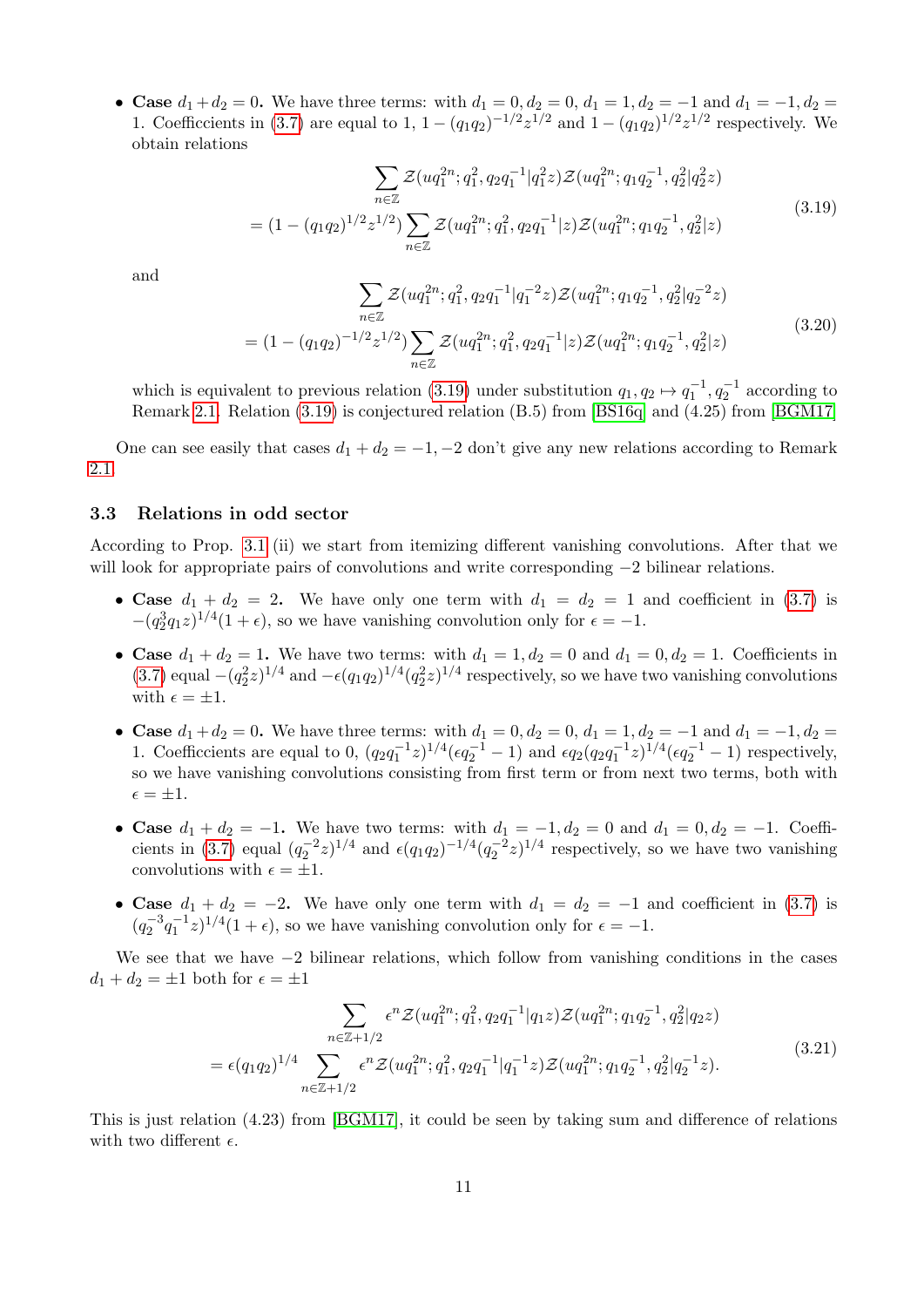- **Case $d_1+d_2=0$.** We have three terms: with $d_1=0, d_2=0$, $d_1=1, d_2=-1$ and $d_1=-1, d_2=1$. Coefficcients in (3.7) are equal to 1, $1-(q_1q_2)^{-1/2}z^{1/2}$ and $1-(q_1q_2)^{1/2}z^{1/2}$ respectively. We obtain relations

$$\begin{aligned} &\sum_{n\in\mathbb{Z}} \mathcal{Z}(uq_1^{2n};q_1^2,q_2q_1^{-1}|q_1^2z)\mathcal{Z}(uq_1^{2n};q_1q_2^{-1},q_2^2|q_2^2z) \\ &= (1-(q_1q_2)^{1/2}z^{1/2})\sum_{n\in\mathbb{Z}} \mathcal{Z}(uq_1^{2n};q_1^2,q_2q_1^{-1}|z)\mathcal{Z}(uq_1^{2n};q_1q_2^{-1},q_2^2|z) \end{aligned} \tag{3.19}$$

  and

$$\begin{aligned} &\sum_{n\in\mathbb{Z}} \mathcal{Z}(uq_1^{2n};q_1^2,q_2q_1^{-1}|q_1^{-2}z)\mathcal{Z}(uq_1^{2n};q_1q_2^{-1},q_2^2|q_2^{-2}z) \\ &= (1-(q_1q_2)^{-1/2}z^{1/2})\sum_{n\in\mathbb{Z}} \mathcal{Z}(uq_1^{2n};q_1^2,q_2q_1^{-1}|z)\mathcal{Z}(uq_1^{2n};q_1q_2^{-1},q_2^2|z) \end{aligned} \tag{3.20}$$

  which is equivalent to previous relation (3.19) under substitution $q_1,q_2\mapsto q_1^{-1},q_2^{-1}$ according to Remark 2.1. Relation (3.19) is conjectured relation (B.5) from [BS16q] and (4.25) from [BGM17]

One can see easily that cases $d_1+d_2=-1,-2$ don't give any new relations according to Remark 2.1.

### 3.3 Relations in odd sector

According to Prop. 3.1 (ii) we start from itemizing different vanishing convolutions. After that we will look for appropriate pairs of convolutions and write corresponding $-2$ bilinear relations.

- **Case $d_1+d_2=2$.** We have only one term with $d_1=d_2=1$ and coefficient in (3.7) is $-(q_2^3q_1z)^{1/4}(1+\epsilon)$, so we have vanishing convolution only for $\epsilon=-1$.
- **Case $d_1+d_2=1$.** We have two terms: with $d_1=1, d_2=0$ and $d_1=0, d_2=1$. Coefficients in (3.7) equal $-(q_2^2z)^{1/4}$ and $-\epsilon(q_1q_2)^{1/4}(q_2^2z)^{1/4}$ respectively, so we have two vanishing convolutions with $\epsilon=\pm1$.
- **Case $d_1+d_2=0$.** We have three terms: with $d_1=0, d_2=0$, $d_1=1, d_2=-1$ and $d_1=-1, d_2=1$. Coefficients are equal to 0, $(q_2q_1^{-1}z)^{1/4}(\epsilon q_2^{-1}-1)$ and $\epsilon q_2(q_2q_1^{-1}z)^{1/4}(\epsilon q_2^{-1}-1)$ respectively, so we have vanishing convolutions consisting from first term or from next two terms, both with $\epsilon=\pm1$.
- **Case $d_1+d_2=-1$.** We have two terms: with $d_1=-1, d_2=0$ and $d_1=0, d_2=-1$. Coefficients in (3.7) equal $(q_2^{-2}z)^{1/4}$ and $\epsilon(q_1q_2)^{-1/4}(q_2^{-2}z)^{1/4}$ respectively, so we have two vanishing convolutions with $\epsilon=\pm1$.
- **Case $d_1+d_2=-2$.** We have only one term with $d_1=d_2=-1$ and coefficient in (3.7) is $(q_2^{-3}q_1^{-1}z)^{1/4}(1+\epsilon)$, so we have vanishing convolution only for $\epsilon=-1$.

We see that we have $-2$ bilinear relations, which follow from vanishing conditions in the cases $d_1+d_2=\pm1$ both for $\epsilon=\pm1$

$$\begin{aligned} &\sum_{n\in\mathbb{Z}+1/2} \epsilon^n\mathcal{Z}(uq_1^{2n};q_1^2,q_2q_1^{-1}|q_1z)\mathcal{Z}(uq_1^{2n};q_1q_2^{-1},q_2^2|q_2z) \\ &= \epsilon(q_1q_2)^{1/4}\sum_{n\in\mathbb{Z}+1/2} \epsilon^n\mathcal{Z}(uq_1^{2n};q_1^2,q_2q_1^{-1}|q_1^{-1}z)\mathcal{Z}(uq_1^{2n};q_1q_2^{-1},q_2^2|q_2^{-1}z). \end{aligned} \tag{3.21}$$

This is just relation (4.23) from [BGM17], it could be seen by taking sum and difference of relations with two different $\epsilon$.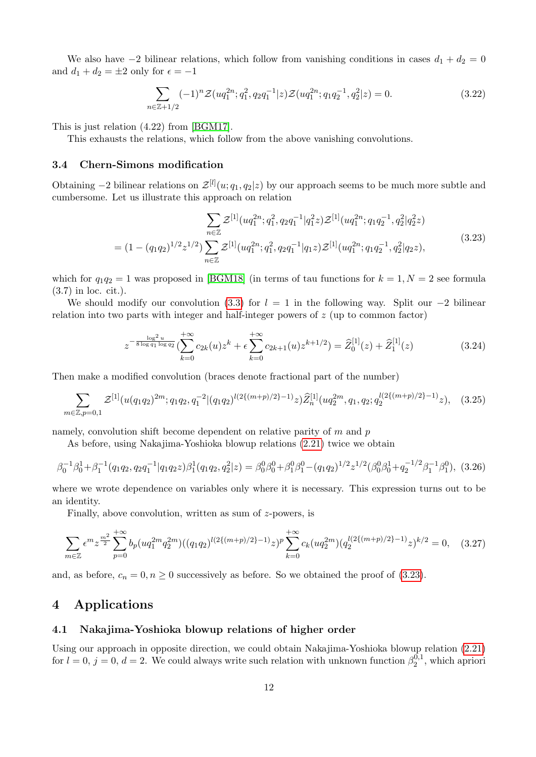We also have $-2$ bilinear relations, which follow from vanishing conditions in cases $d_1+d_2=0$ and $d_1+d_2=\pm 2$ only for $\epsilon=-1$

$$\sum_{n\in\mathbb{Z}+1/2}(-1)^n\mathcal{Z}(uq_1^{2n};q_1^2,q_2q_1^{-1}|z)\mathcal{Z}(uq_1^{2n};q_1q_2^{-1},q_2^2|z)=0. \tag{3.22}$$

This is just relation (4.22) from [BGM17].

This exhausts the relations, which follow from the above vanishing convolutions.

### 3.4 Chern-Simons modification

Obtaining $-2$ bilinear relations on $\mathcal{Z}^{[l]}(u;q_1,q_2|z)$ by our approach seems to be much more subtle and cumbersome. Let us illustrate this approach on relation

$$\begin{gathered}\sum_{n\in\mathbb{Z}}\mathcal{Z}^{[1]}(uq_1^{2n};q_1^2,q_2q_1^{-1}|q_1^2z)\mathcal{Z}^{[1]}(uq_1^{2n};q_1q_2^{-1},q_2^2|q_2^2z)\\ =(1-(q_1q_2)^{1/2}z^{1/2})\sum_{n\in\mathbb{Z}}\mathcal{Z}^{[1]}(uq_1^{2n};q_1^2,q_2q_1^{-1}|q_1z)\mathcal{Z}^{[1]}(uq_1^{2n};q_1q_2^{-1},q_2^2|q_2z),\end{gathered} \tag{3.23}$$

which for $q_1q_2=1$ was proposed in [BGM18] (in terms of tau functions for $k=1,N=2$ see formula (3.7) in loc. cit.).

We should modify our convolution (3.3) for $l=1$ in the following way. Split our $-2$ bilinear relation into two parts with integer and half-integer powers of $z$ (up to common factor)

$$z^{-\frac{\log^2 u}{8\log q_1\log q_2}}(\sum_{k=0}^{+\infty}c_{2k}(u)z^k+\epsilon\sum_{k=0}^{+\infty}c_{2k+1}(u)z^{k+1/2})=\widehat{Z}_0^{[1]}(z)+\widehat{Z}_1^{[1]}(z) \tag{3.24}$$

Then make a modified convolution (braces denote fractional part of the number)

$$\sum_{m\in\mathbb{Z},p=0,1}\mathcal{Z}^{[1]}(u(q_1q_2)^{2m};q_1q_2,q_1^{-2}|(q_1q_2)^{l(2\{(m+p)/2\}-1)}z)\widehat{Z}_n^{[1]}(uq_2^{2m},q_1,q_2;q_2^{l(2\{(m+p)/2\}-1)}z), \tag{3.25}$$

namely, convolution shift become dependent on relative parity of $m$ and $p$

As before, using Nakajima-Yoshioka blowup relations (2.21) twice we obtain

$$\beta_0^{-1}\beta_0^1+\beta_1^{-1}(q_1q_2,q_2q_1^{-1}|q_1q_2z)\beta_1^1(q_1q_2,q_2^2|z)=\beta_0^0\beta_0^0+\beta_1^0\beta_1^0-(q_1q_2)^{1/2}z^{1/2}(\beta_0^0\beta_0^1+q_2^{-1/2}\beta_1^{-1}\beta_1^0), \tag{3.26}$$

where we wrote dependence on variables only where it is necessary. This expression turns out to be an identity.

Finally, above convolution, written as sum of $z$-powers, is

$$\sum_{m\in\mathbb{Z}}\epsilon^m z^{\frac{m^2}{2}}\sum_{p=0}^{+\infty}b_p(uq_1^{2m}q_2^{2m})((q_1q_2)^{l(2\{(m+p)/2\}-1)}z)^p\sum_{k=0}^{+\infty}c_k(uq_2^{2m})(q_2^{l(2\{(m+p)/2\}-1)}z)^{k/2}=0, \tag{3.27}$$

and, as before, $c_n=0,n\geq 0$ successively as before. So we obtained the proof of (3.23).

## 4 Applications

### 4.1 Nakajima-Yoshioka blowup relations of higher order

Using our approach in opposite direction, we could obtain Nakajima-Yoshioka blowup relation (2.21) for $l=0$, $j=0$, $d=2$. We could always write such relation with unknown function $\beta_2^{0,1}$, which apriori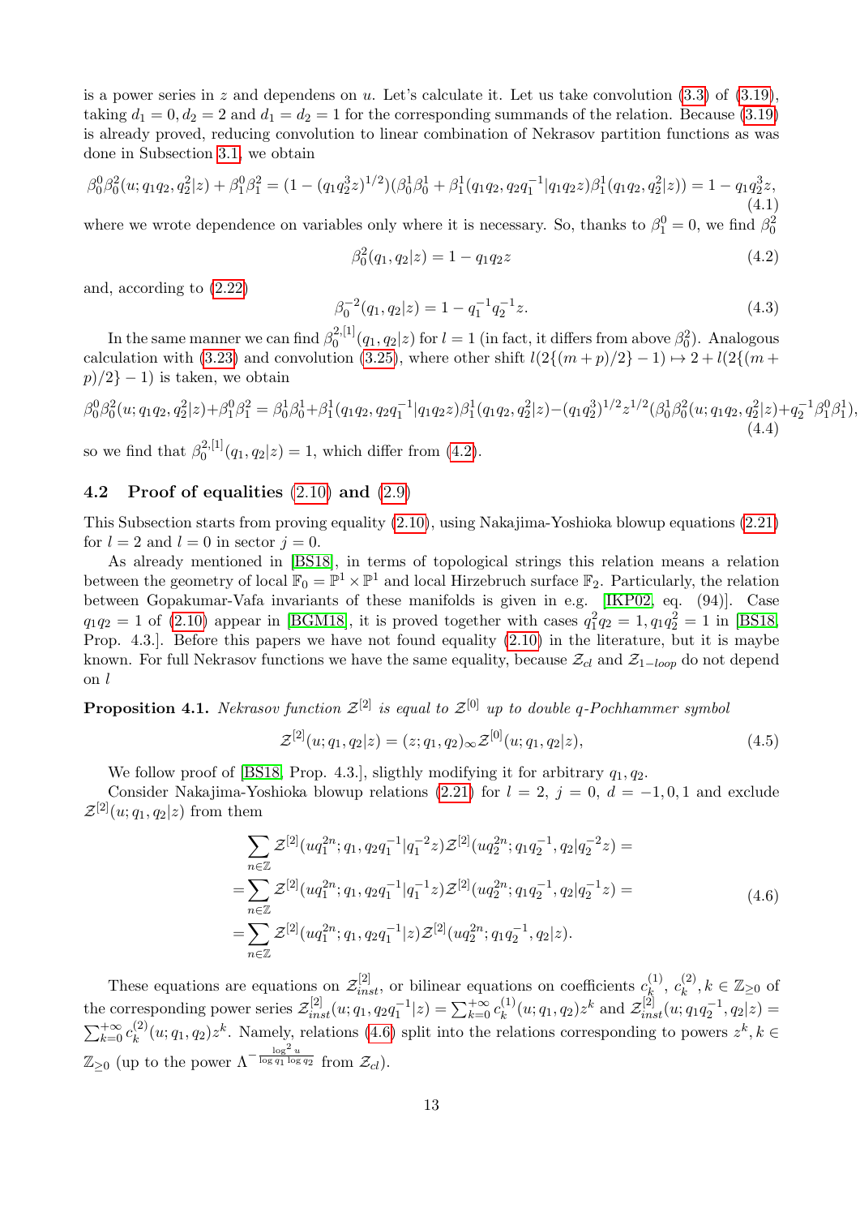is a power series in $z$ and dependens on $u$. Let's calculate it. Let us take convolution (3.3) of (3.19), taking $d_1 = 0, d_2 = 2$ and $d_1 = d_2 = 1$ for the corresponding summands of the relation. Because (3.19) is already proved, reducing convolution to linear combination of Nekrasov partition functions as was done in Subsection 3.1, we obtain

$$\beta_0^0\beta_0^2(u;q_1q_2,q_2^2|z)+\beta_1^0\beta_1^2=(1-(q_1q_2^3z)^{1/2})(\beta_0^1\beta_0^1+\beta_1^1(q_1q_2,q_2q_1^{-1}|q_1q_2z)\beta_1^1(q_1q_2,q_2^2|z))=1-q_1q_2^3z, \tag{4.1}$$

where we wrote dependence on variables only where it is necessary. So, thanks to $\beta_1^0=0$, we find $\beta_0^2$

$$\beta_0^2(q_1,q_2|z)=1-q_1q_2z \tag{4.2}$$

and, according to (2.22)

$$\beta_0^{-2}(q_1,q_2|z)=1-q_1^{-1}q_2^{-1}z. \tag{4.3}$$

In the same manner we can find $\beta_0^{2,[1]}(q_1,q_2|z)$ for $l=1$ (in fact, it differs from above $\beta_0^2$). Analogous calculation with (3.23) and convolution (3.25), where other shift $l(2\{(m+p)/2\}-1)\mapsto 2+l(2\{(m+p)/2\}-1)$ is taken, we obtain

$$\beta_0^0\beta_0^2(u;q_1q_2,q_2^2|z)+\beta_1^0\beta_1^2=\beta_0^1\beta_0^1+\beta_1^1(q_1q_2,q_2q_1^{-1}|q_1q_2z)\beta_1^1(q_1q_2,q_2^2|z)-(q_1q_2^3)^{1/2}z^{1/2}(\beta_0^1\beta_0^2(u;q_1q_2,q_2^2|z)+q_2^{-1}\beta_1^0\beta_1^1), \tag{4.4}$$

so we find that $\beta_0^{2,[1]}(q_1,q_2|z)=1$, which differ from (4.2).

### 4.2 Proof of equalities (2.10) and (2.9)

This Subsection starts from proving equality (2.10), using Nakajima-Yoshioka blowup equations (2.21) for $l=2$ and $l=0$ in sector $j=0$.

As already mentioned in [BS18], in terms of topological strings this relation means a relation between the geometry of local $\mathbb{F}_0=\mathbb{P}^1\times\mathbb{P}^1$ and local Hirzebruch surface $\mathbb{F}_2$. Particularly, the relation between Gopakumar-Vafa invariants of these manifolds is given in e.g. [IKP02, eq. (94)]. Case $q_1q_2=1$ of (2.10) appear in [BGM18], it is proved together with cases $q_1^2q_2=1, q_1q_2^2=1$ in [BS18, Prop. 4.3.]. Before this papers we have not found equality (2.10) in the literature, but it is maybe known. For full Nekrasov functions we have the same equality, because $\mathcal{Z}_{cl}$ and $\mathcal{Z}_{1-loop}$ do not depend on $l$

**Proposition 4.1.** *Nekrasov function $\mathcal{Z}^{[2]}$ is equal to $\mathcal{Z}^{[0]}$ up to double q-Pochhammer symbol*

$$\mathcal{Z}^{[2]}(u;q_1,q_2|z)=(z;q_1,q_2)_\infty\mathcal{Z}^{[0]}(u;q_1,q_2|z), \tag{4.5}$$

We follow proof of [BS18, Prop. 4.3.], sligthly modifying it for arbitrary $q_1,q_2$.

Consider Nakajima-Yoshioka blowup relations (2.21) for $l=2$, $j=0$, $d=-1,0,1$ and exclude $\mathcal{Z}^{[2]}(u;q_1,q_2|z)$ from them

$$\begin{aligned}
&\sum_{n\in\mathbb{Z}}\mathcal{Z}^{[2]}(uq_1^{2n};q_1,q_2q_1^{-1}|q_1^{-2}z)\mathcal{Z}^{[2]}(uq_2^{2n};q_1q_2^{-1},q_2|q_2^{-2}z)=\\
=&\sum_{n\in\mathbb{Z}}\mathcal{Z}^{[2]}(uq_1^{2n};q_1,q_2q_1^{-1}|q_1^{-1}z)\mathcal{Z}^{[2]}(uq_2^{2n};q_1q_2^{-1},q_2|q_2^{-1}z)=\\
=&\sum_{n\in\mathbb{Z}}\mathcal{Z}^{[2]}(uq_1^{2n};q_1,q_2q_1^{-1}|z)\mathcal{Z}^{[2]}(uq_2^{2n};q_1q_2^{-1},q_2|z).
\end{aligned} \tag{4.6}$$

These equations are equations on $\mathcal{Z}^{[2]}_{inst}$, or bilinear equations on coefficients $c_k^{(1)}$, $c_k^{(2)}, k\in\mathbb{Z}_{\geq 0}$ of the corresponding power series $\mathcal{Z}^{[2]}_{inst}(u;q_1,q_2q_1^{-1}|z)=\sum_{k=0}^{+\infty}c_k^{(1)}(u;q_1,q_2)z^k$ and $\mathcal{Z}^{[2]}_{inst}(u;q_1q_2^{-1},q_2|z)=\sum_{k=0}^{+\infty}c_k^{(2)}(u;q_1,q_2)z^k$. Namely, relations (4.6) split into the relations corresponding to powers $z^k, k\in\mathbb{Z}_{\geq 0}$ (up to the power $\Lambda^{-\frac{\log^2 u}{\log q_1\log q_2}}$ from $\mathcal{Z}_{cl}$).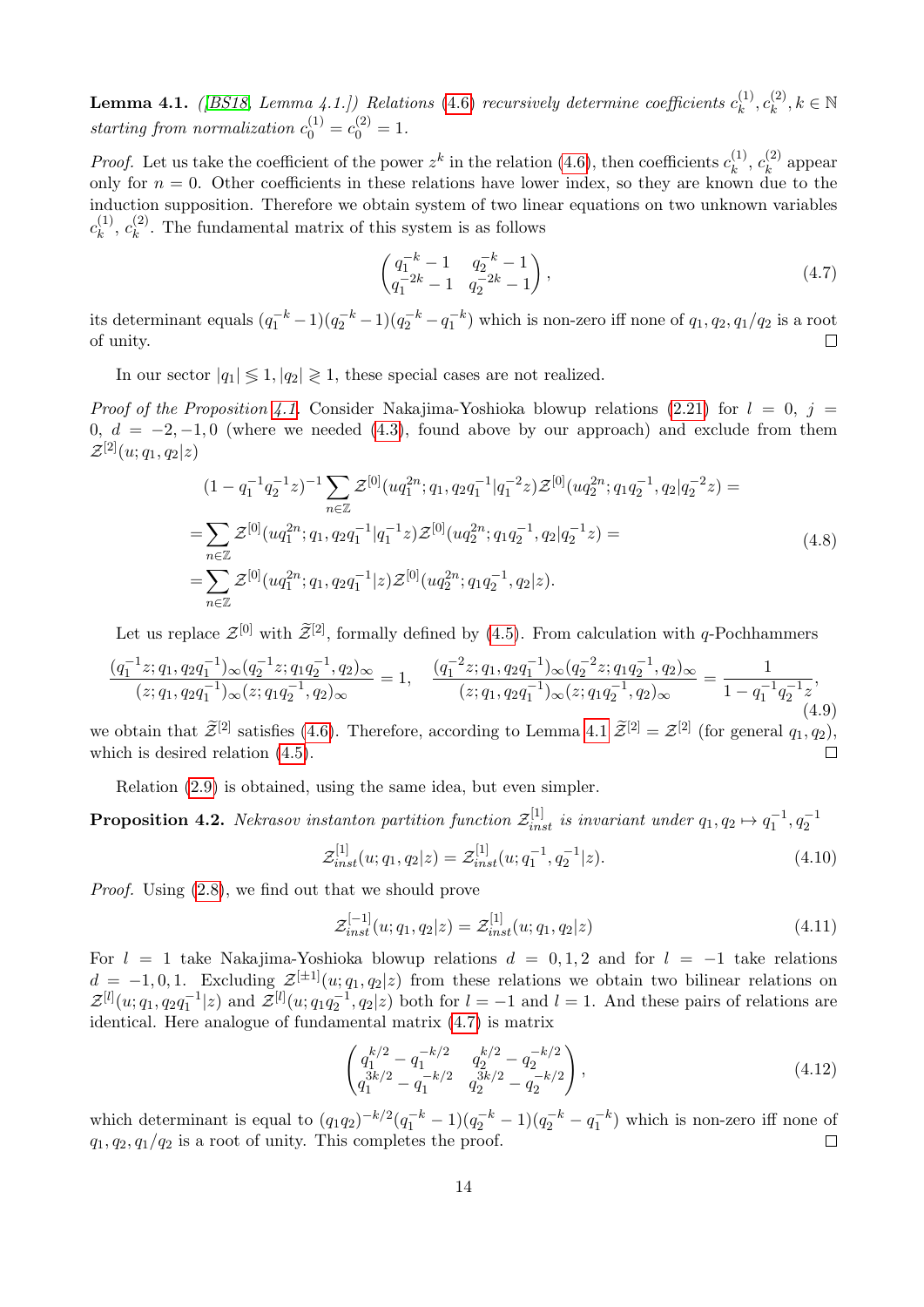**Lemma 4.1.** *([BS18, Lemma 4.1.]) Relations (4.6) recursively determine coefficients $c_k^{(1)}, c_k^{(2)}, k \in \mathbb{N}$ starting from normalization $c_0^{(1)} = c_0^{(2)} = 1$.*

*Proof.* Let us take the coefficient of the power $z^k$ in the relation (4.6), then coefficients $c_k^{(1)}$, $c_k^{(2)}$ appear only for $n = 0$. Other coefficients in these relations have lower index, so they are known due to the induction supposition. Therefore we obtain system of two linear equations on two unknown variables $c_k^{(1)}$, $c_k^{(2)}$. The fundamental matrix of this system is as follows

$$\begin{pmatrix} q_1^{-k} - 1 & q_2^{-k} - 1 \\ q_1^{-2k} - 1 & q_2^{-2k} - 1 \end{pmatrix}, \tag{4.7}$$

its determinant equals $(q_1^{-k} - 1)(q_2^{-k} - 1)(q_2^{-k} - q_1^{-k})$ which is non-zero iff none of $q_1, q_2, q_1/q_2$ is a root of unity. $\square$

In our sector $|q_1| \lessgtr 1, |q_2| \gtrless 1$, these special cases are not realized.

*Proof of the Proposition 4.1.* Consider Nakajima-Yoshioka blowup relations (2.21) for $l = 0$, $j = 0$, $d = -2, -1, 0$ (where we needed (4.3), found above by our approach) and exclude from them $\mathcal{Z}^{[2]}(u; q_1, q_2|z)$

$$\begin{aligned}
&(1 - q_1^{-1}q_2^{-1}z)^{-1} \sum_{n\in\mathbb{Z}} \mathcal{Z}^{[0]}(uq_1^{2n}; q_1, q_2q_1^{-1}|q_1^{-2}z)\mathcal{Z}^{[0]}(uq_2^{2n}; q_1q_2^{-1}, q_2|q_2^{-2}z) = \\
&= \sum_{n\in\mathbb{Z}} \mathcal{Z}^{[0]}(uq_1^{2n}; q_1, q_2q_1^{-1}|q_1^{-1}z)\mathcal{Z}^{[0]}(uq_2^{2n}; q_1q_2^{-1}, q_2|q_2^{-1}z) = \\
&= \sum_{n\in\mathbb{Z}} \mathcal{Z}^{[0]}(uq_1^{2n}; q_1, q_2q_1^{-1}|z)\mathcal{Z}^{[0]}(uq_2^{2n}; q_1q_2^{-1}, q_2|z).
\end{aligned} \tag{4.8}$$

Let us replace $\mathcal{Z}^{[0]}$ with $\widetilde{\mathcal{Z}}^{[2]}$, formally defined by (4.5). From calculation with $q$-Pochhammers

$$\frac{(q_1^{-1}z; q_1, q_2q_1^{-1})_\infty (q_2^{-1}z; q_1q_2^{-1}, q_2)_\infty}{(z; q_1, q_2q_1^{-1})_\infty (z; q_1q_2^{-1}, q_2)_\infty} = 1, \quad \frac{(q_1^{-2}z; q_1, q_2q_1^{-1})_\infty (q_2^{-2}z; q_1q_2^{-1}, q_2)_\infty}{(z; q_1, q_2q_1^{-1})_\infty (z; q_1q_2^{-1}, q_2)_\infty} = \frac{1}{1 - q_1^{-1}q_2^{-1}z}, \tag{4.9}$$

we obtain that $\widetilde{\mathcal{Z}}^{[2]}$ satisfies (4.6). Therefore, according to Lemma 4.1 $\widetilde{\mathcal{Z}}^{[2]} = \mathcal{Z}^{[2]}$ (for general $q_1, q_2$), which is desired relation (4.5). $\square$

Relation (2.9) is obtained, using the same idea, but even simpler.

**Proposition 4.2.** *Nekrasov instanton partition function $\mathcal{Z}^{[1]}_{inst}$ is invariant under $q_1, q_2 \mapsto q_1^{-1}, q_2^{-1}$*

$$\mathcal{Z}^{[1]}_{inst}(u; q_1, q_2|z) = \mathcal{Z}^{[1]}_{inst}(u; q_1^{-1}, q_2^{-1}|z). \tag{4.10}$$

*Proof.* Using (2.8), we find out that we should prove

$$\mathcal{Z}^{[-1]}_{inst}(u; q_1, q_2|z) = \mathcal{Z}^{[1]}_{inst}(u; q_1, q_2|z) \tag{4.11}$$

For $l = 1$ take Nakajima-Yoshioka blowup relations $d = 0, 1, 2$ and for $l = -1$ take relations $d = -1, 0, 1$. Excluding $\mathcal{Z}^{[\pm 1]}(u; q_1, q_2|z)$ from these relations we obtain two bilinear relations on $\mathcal{Z}^{[l]}(u; q_1, q_2q_1^{-1}|z)$ and $\mathcal{Z}^{[l]}(u; q_1q_2^{-1}, q_2|z)$ both for $l = -1$ and $l = 1$. And these pairs of relations are identical. Here analogue of fundamental matrix (4.7) is matrix

$$\begin{pmatrix} q_1^{k/2} - q_1^{-k/2} & q_2^{k/2} - q_2^{-k/2} \\ q_1^{3k/2} - q_1^{-k/2} & q_2^{3k/2} - q_2^{-k/2} \end{pmatrix}, \tag{4.12}$$

which determinant is equal to $(q_1q_2)^{-k/2}(q_1^{-k} - 1)(q_2^{-k} - 1)(q_2^{-k} - q_1^{-k})$ which is non-zero iff none of $q_1, q_2, q_1/q_2$ is a root of unity. This completes the proof. $\square$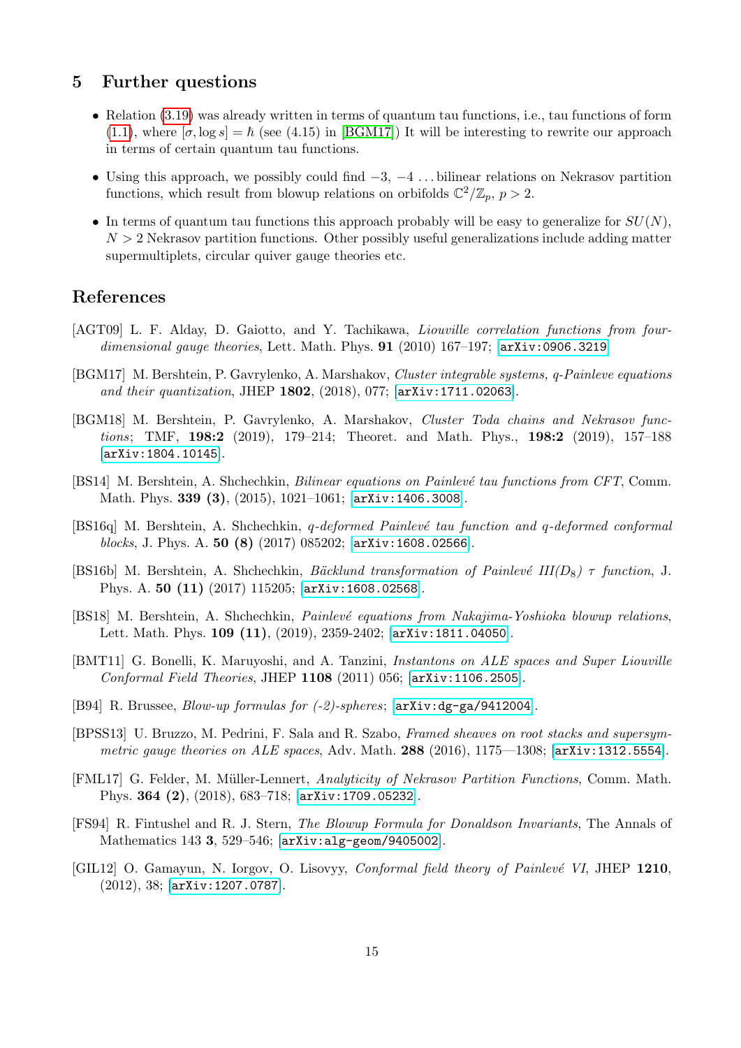## 5 Further questions

- Relation (3.19) was already written in terms of quantum tau functions, i.e., tau functions of form (1.1), where $[\sigma, \log s] = \hbar$ (see (4.15) in [BGM17]) It will be interesting to rewrite our approach in terms of certain quantum tau functions.
- Using this approach, we possibly could find $-3$, $-4$ ... bilinear relations on Nekrasov partition functions, which result from blowup relations on orbifolds $\mathbb{C}^2/\mathbb{Z}_p$, $p > 2$.
- In terms of quantum tau functions this approach probably will be easy to generalize for $SU(N)$, $N > 2$ Nekrasov partition functions. Other possibly useful generalizations include adding matter supermultiplets, circular quiver gauge theories etc.

## References

[AGT09] L. F. Alday, D. Gaiotto, and Y. Tachikawa, *Liouville correlation functions from four-dimensional gauge theories*, Lett. Math. Phys. **91** (2010) 167–197; [arXiv:0906.3219]

[BGM17] M. Bershtein, P. Gavrylenko, A. Marshakov, *Cluster integrable systems, q-Painleve equations and their quantization*, JHEP **1802**, (2018), 077; [arXiv:1711.02063].

[BGM18] M. Bershtein, P. Gavrylenko, A. Marshakov, *Cluster Toda chains and Nekrasov functions*; TMF, **198:2** (2019), 179–214; Theoret. and Math. Phys., **198:2** (2019), 157–188 [arXiv:1804.10145].

[BS14] M. Bershtein, A. Shchechkin, *Bilinear equations on Painlevé tau functions from CFT*, Comm. Math. Phys. **339 (3)**, (2015), 1021–1061; [arXiv:1406.3008].

[BS16q] M. Bershtein, A. Shchechkin, *q-deformed Painlevé tau function and q-deformed conformal blocks*, J. Phys. A. **50 (8)** (2017) 085202; [arXiv:1608.02566].

[BS16b] M. Bershtein, A. Shchechkin, *Bäcklund transformation of Painlevé III($D_8$) $\tau$ function*, J. Phys. A. **50 (11)** (2017) 115205; [arXiv:1608.02568].

[BS18] M. Bershtein, A. Shchechkin, *Painlevé equations from Nakajima-Yoshioka blowup relations*, Lett. Math. Phys. **109 (11)**, (2019), 2359-2402; [arXiv:1811.04050].

[BMT11] G. Bonelli, K. Maruyoshi, and A. Tanzini, *Instantons on ALE spaces and Super Liouville Conformal Field Theories*, JHEP **1108** (2011) 056; [arXiv:1106.2505].

[B94] R. Brussee, *Blow-up formulas for (-2)-spheres*; [arXiv:dg-ga/9412004].

[BPSS13] U. Bruzzo, M. Pedrini, F. Sala and R. Szabo, *Framed sheaves on root stacks and supersymmetric gauge theories on ALE spaces*, Adv. Math. **288** (2016), 1175—1308; [arXiv:1312.5554].

[FML17] G. Felder, M. Müller-Lennert, *Analyticity of Nekrasov Partition Functions*, Comm. Math. Phys. **364 (2)**, (2018), 683–718; [arXiv:1709.05232].

[FS94] R. Fintushel and R. J. Stern, *The Blowup Formula for Donaldson Invariants*, The Annals of Mathematics 143 **3**, 529–546; [arXiv:alg-geom/9405002].

[GIL12] O. Gamayun, N. Iorgov, O. Lisovyy, *Conformal field theory of Painlevé VI*, JHEP **1210**, (2012), 38; [arXiv:1207.0787].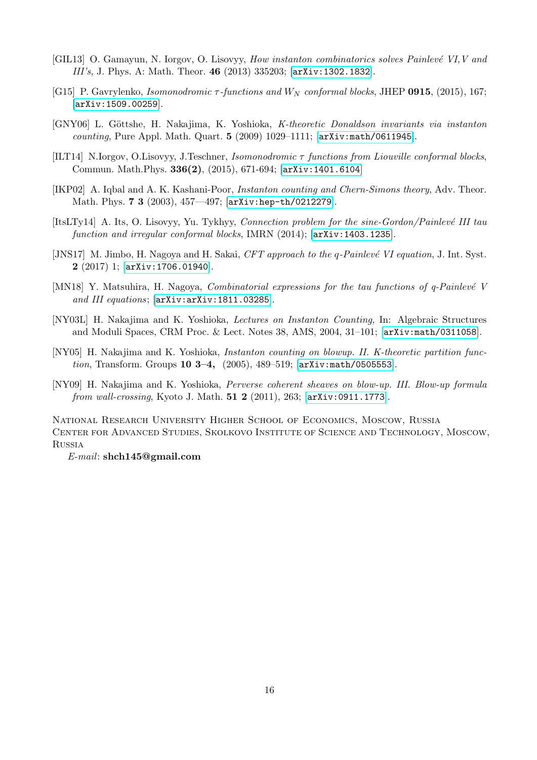[GIL13] O. Gamayun, N. Iorgov, O. Lisovyy, *How instanton combinatorics solves Painlevé VI, V and III's*, J. Phys. A: Math. Theor. **46** (2013) 335203; [arXiv:1302.1832].

[G15] P. Gavrylenko, *Isomonodromic $\tau$-functions and $W_N$ conformal blocks*, JHEP **0915**, (2015), 167; [arXiv:1509.00259].

[GNY06] L. Göttshe, H. Nakajima, K. Yoshioka, *K-theoretic Donaldson invariants via instanton counting*, Pure Appl. Math. Quart. **5** (2009) 1029–1111; [arXiv:math/0611945].

[ILT14] N.Iorgov, O.Lisovyy, J.Teschner, *Isomonodromic $\tau$ functions from Liouville conformal blocks*, Commun. Math.Phys. **336(2)**, (2015), 671-694; [arXiv:1401.6104]

[IKP02] A. Iqbal and A. K. Kashani-Poor, *Instanton counting and Chern-Simons theory*, Adv. Theor. Math. Phys. **7 3** (2003), 457—497; [arXiv:hep-th/0212279].

[ItsLTy14] A. Its, O. Lisovyy, Yu. Tykhyy, *Connection problem for the sine-Gordon/Painlevé III tau function and irregular conformal blocks*, IMRN (2014); [arXiv:1403.1235].

[JNS17] M. Jimbo, H. Nagoya and H. Sakai, *CFT approach to the q-Painlevé VI equation*, J. Int. Syst. **2** (2017) 1; [arXiv:1706.01940].

[MN18] Y. Matsuhira, H. Nagoya, *Combinatorial expressions for the tau functions of q-Painlevé V and III equations*; [arXiv:arXiv:1811.03285].

[NY03L] H. Nakajima and K. Yoshioka, *Lectures on Instanton Counting*, In: Algebraic Structures and Moduli Spaces, CRM Proc. & Lect. Notes 38, AMS, 2004, 31–101; [arXiv:math/0311058].

[NY05] H. Nakajima and K. Yoshioka, *Instanton counting on blowup. II. K-theoretic partition function*, Transform. Groups **10 3–4,** (2005), 489–519; [arXiv:math/0505553].

[NY09] H. Nakajima and K. Yoshioka, *Perverse coherent sheaves on blow-up. III. Blow-up formula from wall-crossing*, Kyoto J. Math. **51 2** (2011), 263; [arXiv:0911.1773].

National Research University Higher School of Economics, Moscow, Russia
Center for Advanced Studies, Skolkovo Institute of Science and Technology, Moscow, Russia
*E-mail*: **shch145@gmail.com**